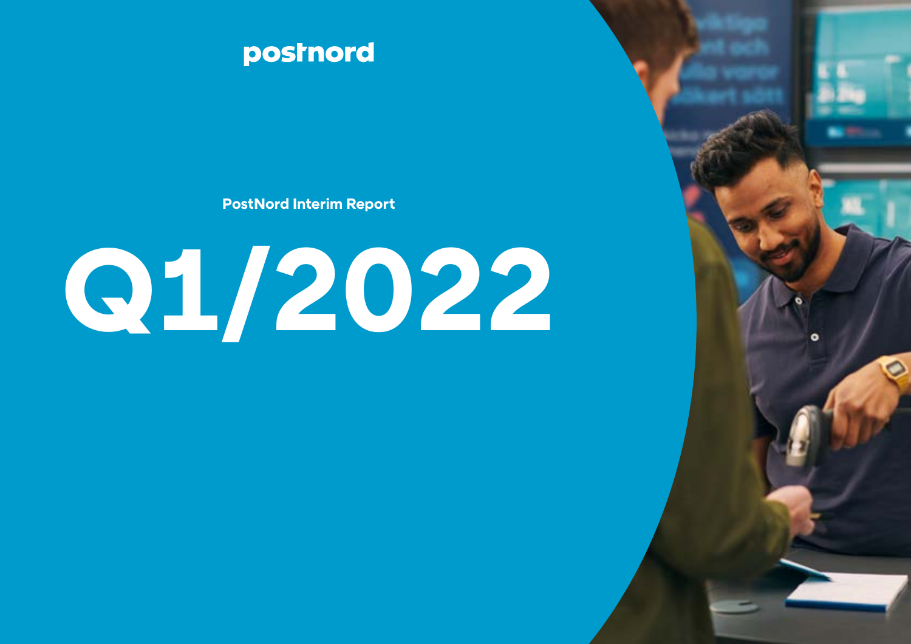postnord

PostNord Interim Report

# Q1/2022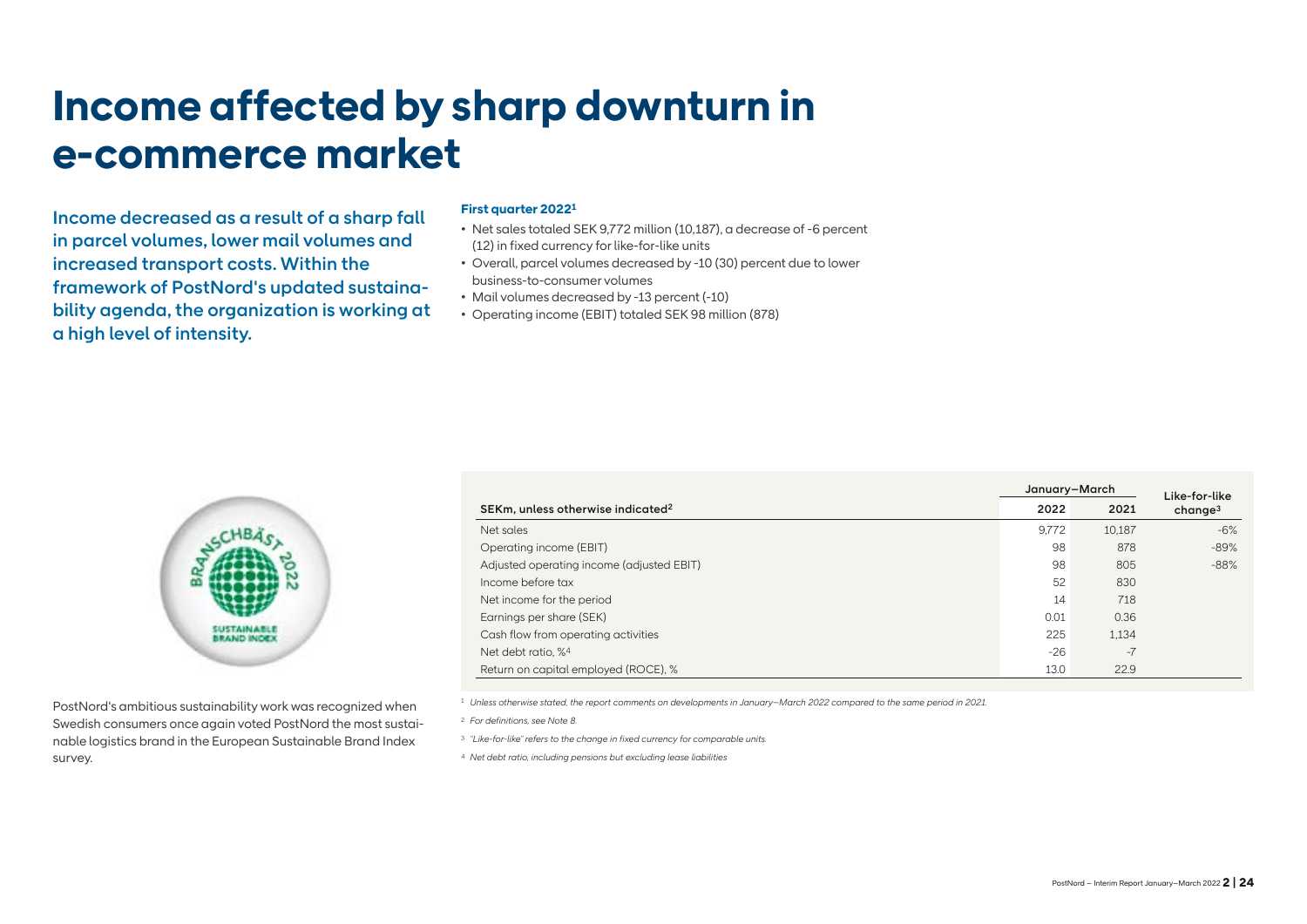# Income affected by sharp downturn in e-commerce market

**Income decreased as a result of a sharp fall in parcel volumes, lower mail volumes and increased transport costs. Within the framework of PostNord's updated sustainability agenda, the organization is working at a high level of intensity.**

**First quarter 2022[1]**

- Net sales totaled SEK 9,772 million (10,187), a decrease of -6 percent (12) in fixed currency for like-for-like units
- Overall, parcel volumes decreased by -10 (30) percent due to lower business-to-consumer volumes
- Mail volumes decreased by -13 percent (-10)
- Operating income (EBIT) totaled SEK 98 million (878)

PostNord's ambitious sustainability work was recognized when Swedish consumers once again voted PostNord the most sustainable logistics brand in the European Sustainable Brand Index survey.

| SEKm, unless otherwise indicated[2] | January–March 2022 | January–March 2021 | Like-for-like change[3] |
|---|---|---|---|
| Net sales | 9,772 | 10,187 | -6% |
| Operating income (EBIT) | 98 | 878 | -89% |
| Adjusted operating income (adjusted EBIT) | 98 | 805 | -88% |
| Income before tax | 52 | 830 | |
| Net income for the period | 14 | 718 | |
| Earnings per share (SEK) | 0.01 | 0.36 | |
| Cash flow from operating activities | 225 | 1,134 | |
| Net debt ratio, %[4] | -26 | -7 | |
| Return on capital employed (ROCE), % | 13.0 | 22.9 | |

[1] *Unless otherwise stated, the report comments on developments in January–March 2022 compared to the same period in 2021.*

[2] *For definitions, see Note 8.*

[3] *"Like-for-like" refers to the change in fixed currency for comparable units.*

[4] *Net debt ratio, including pensions but excluding lease liabilities*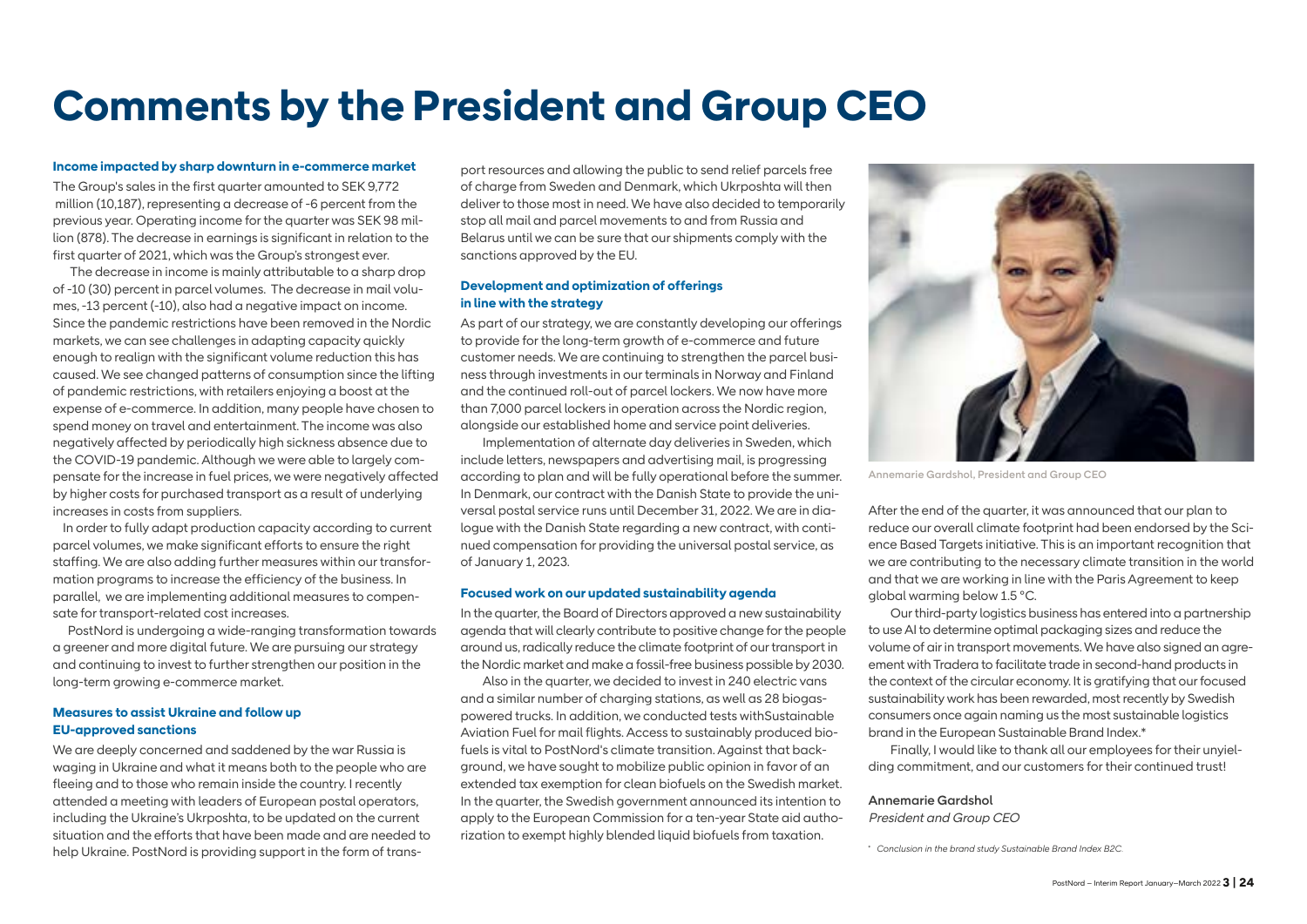# Comments by the President and Group CEO

### Income impacted by sharp downturn in e-commerce market

The Group's sales in the first quarter amounted to SEK 9,772 million (10,187), representing a decrease of -6 percent from the previous year. Operating income for the quarter was SEK 98 million (878). The decrease in earnings is significant in relation to the first quarter of 2021, which was the Group's strongest ever.

The decrease in income is mainly attributable to a sharp drop of -10 (30) percent in parcel volumes. The decrease in mail volumes, -13 percent (-10), also had a negative impact on income. Since the pandemic restrictions have been removed in the Nordic markets, we can see challenges in adapting capacity quickly enough to realign with the significant volume reduction this has caused. We see changed patterns of consumption since the lifting of pandemic restrictions, with retailers enjoying a boost at the expense of e-commerce. In addition, many people have chosen to spend money on travel and entertainment. The income was also negatively affected by periodically high sickness absence due to the COVID-19 pandemic. Although we were able to largely compensate for the increase in fuel prices, we were negatively affected by higher costs for purchased transport as a result of underlying increases in costs from suppliers.

In order to fully adapt production capacity according to current parcel volumes, we make significant efforts to ensure the right staffing. We are also adding further measures within our transformation programs to increase the efficiency of the business. In parallel, we are implementing additional measures to compensate for transport-related cost increases.

PostNord is undergoing a wide-ranging transformation towards a greener and more digital future. We are pursuing our strategy and continuing to invest to further strengthen our position in the long-term growing e-commerce market.

### Measures to assist Ukraine and follow up EU-approved sanctions

We are deeply concerned and saddened by the war Russia is waging in Ukraine and what it means both to the people who are fleeing and to those who remain inside the country. I recently attended a meeting with leaders of European postal operators, including the Ukraine's Ukrposhta, to be updated on the current situation and the efforts that have been made and are needed to help Ukraine. PostNord is providing support in the form of transport resources and allowing the public to send relief parcels free of charge from Sweden and Denmark, which Ukrposhta will then deliver to those most in need. We have also decided to temporarily stop all mail and parcel movements to and from Russia and Belarus until we can be sure that our shipments comply with the sanctions approved by the EU.

### Development and optimization of offerings in line with the strategy

As part of our strategy, we are constantly developing our offerings to provide for the long-term growth of e-commerce and future customer needs. We are continuing to strengthen the parcel business through investments in our terminals in Norway and Finland and the continued roll-out of parcel lockers. We now have more than 7,000 parcel lockers in operation across the Nordic region, alongside our established home and service point deliveries.

Implementation of alternate day deliveries in Sweden, which include letters, newspapers and advertising mail, is progressing according to plan and will be fully operational before the summer. In Denmark, our contract with the Danish State to provide the universal postal service runs until December 31, 2022. We are in dialogue with the Danish State regarding a new contract, with continued compensation for providing the universal postal service, as of January 1, 2023.

### Focused work on our updated sustainability agenda

In the quarter, the Board of Directors approved a new sustainability agenda that will clearly contribute to positive change for the people around us, radically reduce the climate footprint of our transport in the Nordic market and make a fossil-free business possible by 2030.

Also in the quarter, we decided to invest in 240 electric vans and a similar number of charging stations, as well as 28 biogas-powered trucks. In addition, we conducted tests withSustainable Aviation Fuel for mail flights. Access to sustainably produced biofuels is vital to PostNord's climate transition. Against that background, we have sought to mobilize public opinion in favor of an extended tax exemption for clean biofuels on the Swedish market. In the quarter, the Swedish government announced its intention to apply to the European Commission for a ten-year State aid authorization to exempt highly blended liquid biofuels from taxation.

Annemarie Gardshol, President and Group CEO

After the end of the quarter, it was announced that our plan to reduce our overall climate footprint had been endorsed by the Science Based Targets initiative. This is an important recognition that we are contributing to the necessary climate transition in the world and that we are working in line with the Paris Agreement to keep global warming below 1.5 °C.

Our third-party logistics business has entered into a partnership to use AI to determine optimal packaging sizes and reduce the volume of air in transport movements. We have also signed an agreement with Tradera to facilitate trade in second-hand products in the context of the circular economy. It is gratifying that our focused sustainability work has been rewarded, most recently by Swedish consumers once again naming us the most sustainable logistics brand in the European Sustainable Brand Index.*

Finally, I would like to thank all our employees for their unyielding commitment, and our customers for their continued trust!

**Annemarie Gardshol**
*President and Group CEO*

\* *Conclusion in the brand study Sustainable Brand Index B2C.*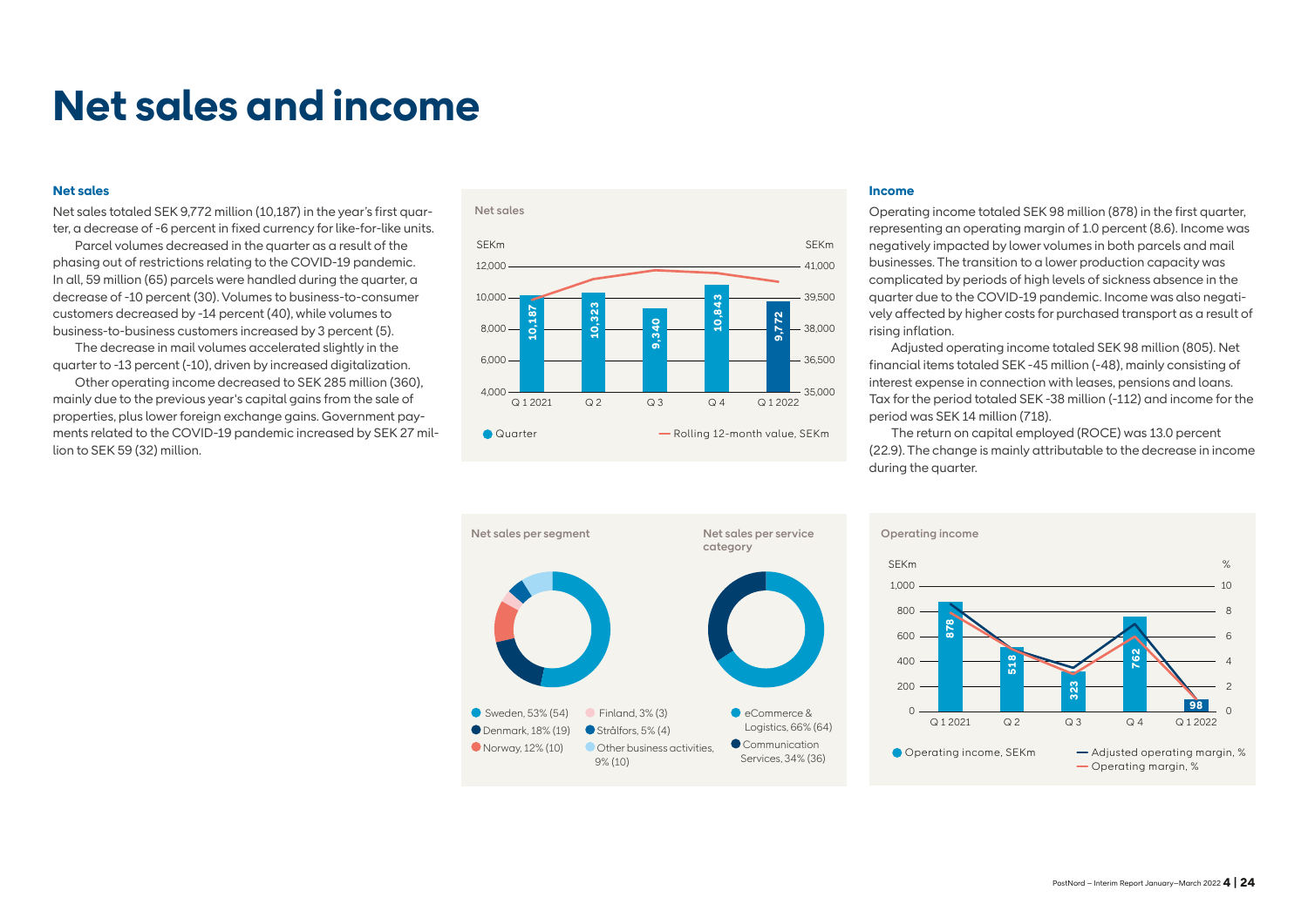# Net sales and income

### Net sales

Net sales totaled SEK 9,772 million (10,187) in the year's first quarter, a decrease of -6 percent in fixed currency for like-for-like units.

Parcel volumes decreased in the quarter as a result of the phasing out of restrictions relating to the COVID-19 pandemic. In all, 59 million (65) parcels were handled during the quarter, a decrease of -10 percent (30). Volumes to business-to-consumer customers decreased by -14 percent (40), while volumes to business-to-business customers increased by 3 percent (5).

The decrease in mail volumes accelerated slightly in the quarter to -13 percent (-10), driven by increased digitalization.

Other operating income decreased to SEK 285 million (360), mainly due to the previous year's capital gains from the sale of properties, plus lower foreign exchange gains. Government payments related to the COVID-19 pandemic increased by SEK 27 million to SEK 59 (32) million.

**Net sales**

| SEKm | Q 1 2021 | Q 2 | Q 3 | Q 4 | Q 1 2022 |
|---|---|---|---|---|---|
| Quarter | 10,187 | 10,323 | 9,340 | 10,843 | 9,772 |

Quarter — Rolling 12-month value, SEKm

**Net sales per segment**

- Sweden, 53% (54)
- Denmark, 18% (19)
- Norway, 12% (10)
- Finland, 3% (3)
- Strålfors, 5% (4)
- Other business activities, 9% (10)

**Net sales per service category**

- eCommerce & Logistics, 66% (64)
- Communication Services, 34% (36)

### Income

Operating income totaled SEK 98 million (878) in the first quarter, representing an operating margin of 1.0 percent (8.6). Income was negatively impacted by lower volumes in both parcels and mail businesses. The transition to a lower production capacity was complicated by periods of high levels of sickness absence in the quarter due to the COVID-19 pandemic. Income was also negatively affected by higher costs for purchased transport as a result of rising inflation.

Adjusted operating income totaled SEK 98 million (805). Net financial items totaled SEK -45 million (-48), mainly consisting of interest expense in connection with leases, pensions and loans. Tax for the period totaled SEK -38 million (-112) and income for the period was SEK 14 million (718).

The return on capital employed (ROCE) was 13.0 percent (22.9). The change is mainly attributable to the decrease in income during the quarter.

**Operating income**

| SEKm | Q 1 2021 | Q 2 | Q 3 | Q 4 | Q 1 2022 |
|---|---|---|---|---|---|
| Operating income, SEKm | 878 | 518 | 323 | 762 | 98 |

Operating income, SEKm — Adjusted operating margin, % — Operating margin, %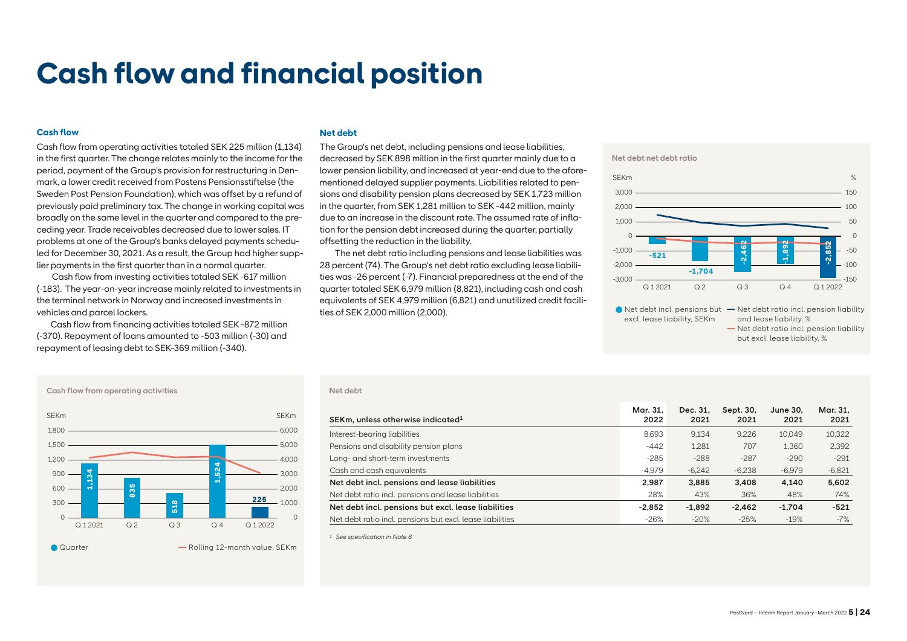# Cash flow and financial position

### Cash flow

Cash flow from operating activities totaled SEK 225 million (1,134) in the first quarter. The change relates mainly to the income for the period, payment of the Group's provision for restructuring in Denmark, a lower credit received from Postens Pensionsstiftelse (the Sweden Post Pension Foundation), which was offset by a refund of previously paid preliminary tax. The change in working capital was broadly on the same level in the quarter and compared to the preceding year. Trade receivables decreased due to lower sales. IT problems at one of the Group's banks delayed payments scheduled for December 30, 2021. As a result, the Group had higher supplier payments in the first quarter than in a normal quarter.

Cash flow from investing activities totaled SEK -617 million (-183). The year-on-year increase mainly related to investments in the terminal network in Norway and increased investments in vehicles and parcel lockers.

Cash flow from financing activities totaled SEK -872 million (-370). Repayment of loans amounted to -503 million (-30) and repayment of leasing debt to SEK-369 million (-340).

### Net debt

The Group's net debt, including pensions and lease liabilities, decreased by SEK 898 million in the first quarter mainly due to a lower pension liability, and increased at year-end due to the aforementioned delayed supplier payments. Liabilities related to pensions and disability pension plans decreased by SEK 1,723 million in the quarter, from SEK 1,281 million to SEK -442 million, mainly due to an increase in the discount rate. The assumed rate of inflation for the pension debt increased during the quarter, partially offsetting the reduction in the liability.

The net debt ratio including pensions and lease liabilities was 28 percent (74). The Group's net debt ratio excluding lease liabilities was -26 percent (-7). Financial preparedness at the end of the quarter totaled SEK 6,979 million (8,821), including cash and cash equivalents of SEK 4,979 million (6,821) and unutilized credit facilities of SEK 2,000 million (2,000).

**Net debt net debt ratio**

| | Q 1 2021 | Q 2 | Q 3 | Q 4 | Q 1 2022 |
|---|---|---|---|---|---|
| Net debt incl. pensions but excl. lease liability, SEKm | -521 | -1,704 | -2,462 | -1,892 | -2,852 |

Net debt incl. pensions but excl. lease liability, SEKm — Net debt ratio incl. pension liability and lease liability, % — Net debt ratio incl. pension liability but excl. lease liability, %

**Cash flow from operating activities**

| | Q 1 2021 | Q 2 | Q 3 | Q 4 | Q 1 2022 |
|---|---|---|---|---|---|
| Quarter, SEKm | 1,134 | 835 | 518 | 1,524 | 225 |

Quarter — Rolling 12-month value, SEKm

**Net debt**

| SEKm, unless otherwise indicated[1] | Mar. 31, 2022 | Dec. 31, 2021 | Sept. 30, 2021 | June 30, 2021 | Mar. 31, 2021 |
|---|---|---|---|---|---|
| Interest-bearing liabilities | 8,693 | 9,134 | 9,226 | 10,049 | 10,322 |
| Pensions and disability pension plans | -442 | 1,281 | 707 | 1,360 | 2,392 |
| Long- and short-term investments | -285 | -288 | -287 | -290 | -291 |
| Cash and cash equivalents | -4,979 | -6,242 | -6,238 | -6,979 | -6,821 |
| **Net debt incl. pensions and lease liabilities** | **2,987** | **3,885** | **3,408** | **4,140** | **5,602** |
| Net debt ratio incl. pensions and lease liabilities | 28% | 43% | 36% | 48% | 74% |
| **Net debt incl. pensions but excl. lease liabilities** | **-2,852** | **-1,892** | **-2,462** | **-1,704** | **-521** |
| Net debt ratio incl. pensions but excl. lease liabilities | -26% | -20% | -25% | -19% | -7% |

[1] *See specification in Note 8.*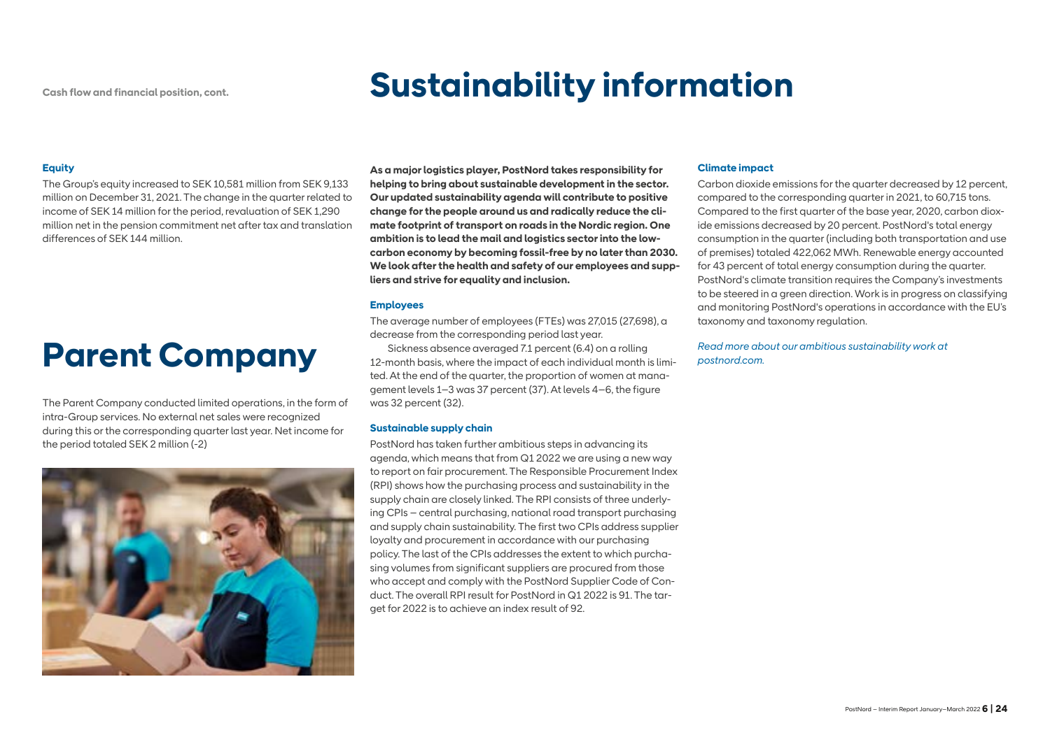Cash flow and financial position, cont.

### Equity

The Group's equity increased to SEK 10,581 million from SEK 9,133 million on December 31, 2021. The change in the quarter related to income of SEK 14 million for the period, revaluation of SEK 1,290 million net in the pension commitment net after tax and translation differences of SEK 144 million.

# Parent Company

The Parent Company conducted limited operations, in the form of intra-Group services. No external net sales were recognized during this or the corresponding quarter last year. Net income for the period totaled SEK 2 million (-2)

# Sustainability information

**As a major logistics player, PostNord takes responsibility for helping to bring about sustainable development in the sector. Our updated sustainability agenda will contribute to positive change for the people around us and radically reduce the climate footprint of transport on roads in the Nordic region. One ambition is to lead the mail and logistics sector into the low-carbon economy by becoming fossil-free by no later than 2030. We look after the health and safety of our employees and suppliers and strive for equality and inclusion.**

### Employees

The average number of employees (FTEs) was 27,015 (27,698), a decrease from the corresponding period last year.

Sickness absence averaged 7.1 percent (6.4) on a rolling 12-month basis, where the impact of each individual month is limited. At the end of the quarter, the proportion of women at management levels 1–3 was 37 percent (37). At levels 4–6, the figure was 32 percent (32).

### Sustainable supply chain

PostNord has taken further ambitious steps in advancing its agenda, which means that from Q1 2022 we are using a new way to report on fair procurement. The Responsible Procurement Index (RPI) shows how the purchasing process and sustainability in the supply chain are closely linked. The RPI consists of three underlying CPIs – central purchasing, national road transport purchasing and supply chain sustainability. The first two CPIs address supplier loyalty and procurement in accordance with our purchasing policy. The last of the CPIs addresses the extent to which purchasing volumes from significant suppliers are procured from those who accept and comply with the PostNord Supplier Code of Conduct. The overall RPI result for PostNord in Q1 2022 is 91. The target for 2022 is to achieve an index result of 92.

### Climate impact

Carbon dioxide emissions for the quarter decreased by 12 percent, compared to the corresponding quarter in 2021, to 60,715 tons. Compared to the first quarter of the base year, 2020, carbon dioxide emissions decreased by 20 percent. PostNord's total energy consumption in the quarter (including both transportation and use of premises) totaled 422,062 MWh. Renewable energy accounted for 43 percent of total energy consumption during the quarter. PostNord's climate transition requires the Company's investments to be steered in a green direction. Work is in progress on classifying and monitoring PostNord's operations in accordance with the EU's taxonomy and taxonomy regulation.

*Read more about our ambitious sustainability work at postnord.com.*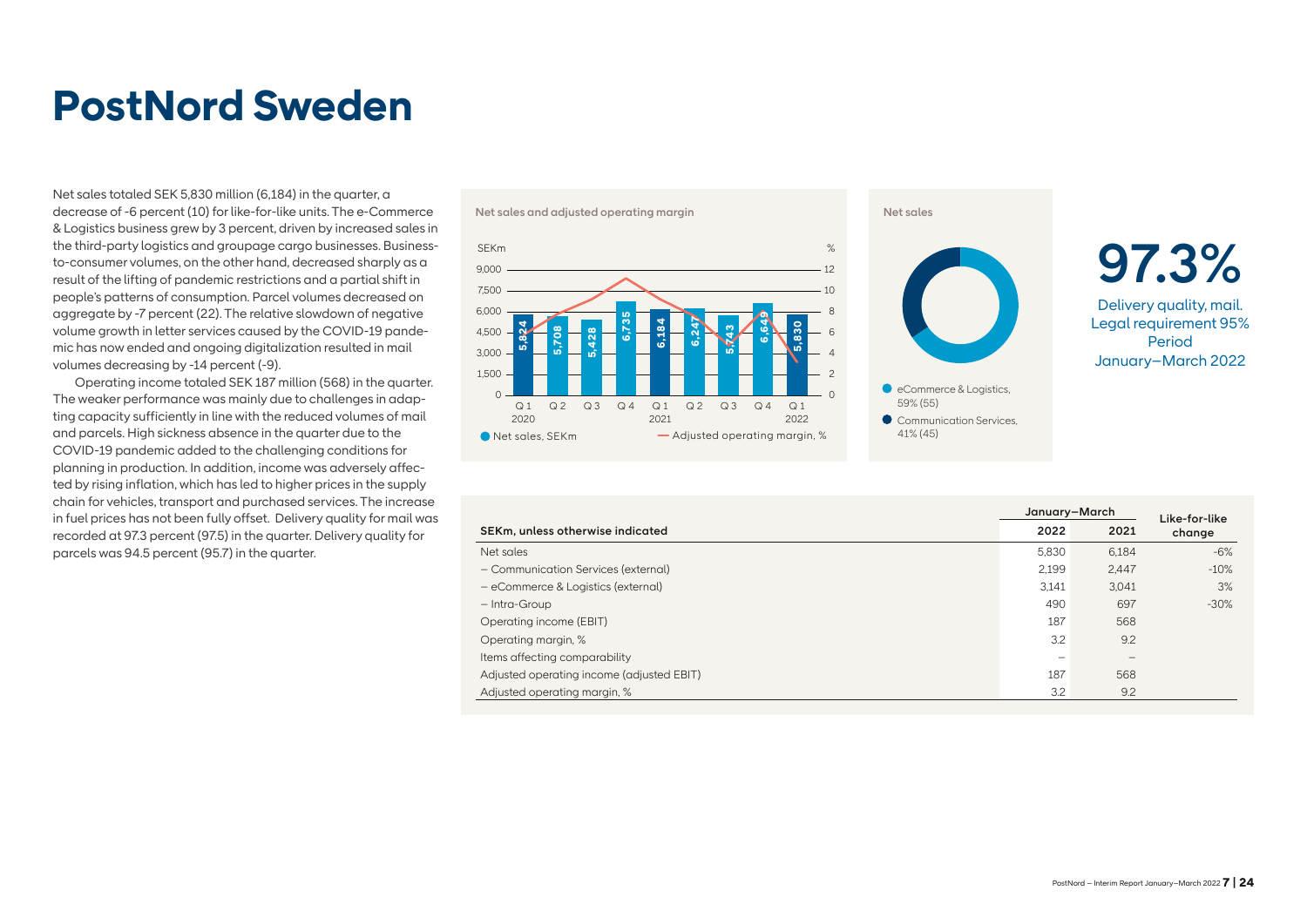# PostNord Sweden

Net sales totaled SEK 5,830 million (6,184) in the quarter, a decrease of -6 percent (10) for like-for-like units. The e-Commerce & Logistics business grew by 3 percent, driven by increased sales in the third-party logistics and groupage cargo businesses. Business-to-consumer volumes, on the other hand, decreased sharply as a result of the lifting of pandemic restrictions and a partial shift in people's patterns of consumption. Parcel volumes decreased on aggregate by -7 percent (22). The relative slowdown of negative volume growth in letter services caused by the COVID-19 pandemic has now ended and ongoing digitalization resulted in mail volumes decreasing by -14 percent (-9).

Operating income totaled SEK 187 million (568) in the quarter. The weaker performance was mainly due to challenges in adapting capacity sufficiently in line with the reduced volumes of mail and parcels. High sickness absence in the quarter due to the COVID-19 pandemic added to the challenging conditions for planning in production. In addition, income was adversely affected by rising inflation, which has led to higher prices in the supply chain for vehicles, transport and purchased services. The increase in fuel prices has not been fully offset. Delivery quality for mail was recorded at 97.3 percent (97.5) in the quarter. Delivery quality for parcels was 94.5 percent (95.7) in the quarter.

**Net sales and adjusted operating margin**

| | Q1 2020 | Q2 | Q3 | Q4 | Q1 2021 | Q2 | Q3 | Q4 | Q1 2022 |
|---|---|---|---|---|---|---|---|---|---|
| Net sales, SEKm | 5,824 | 5,708 | 5,428 | 6,735 | 6,184 | 6,247 | 5,743 | 6,649 | 5,830 |

**Net sales**

- eCommerce & Logistics, 59% (55)
- Communication Services, 41% (45)

**97.3%**

Delivery quality, mail. Legal requirement 95% Period January–March 2022

| SEKm, unless otherwise indicated | January–March 2022 | January–March 2021 | Like-for-like change |
|---|---|---|---|
| Net sales | 5,830 | 6,184 | -6% |
| – Communication Services (external) | 2,199 | 2,447 | -10% |
| – eCommerce & Logistics (external) | 3,141 | 3,041 | 3% |
| – Intra-Group | 490 | 697 | -30% |
| Operating income (EBIT) | 187 | 568 | |
| Operating margin, % | 3.2 | 9.2 | |
| Items affecting comparability | – | – | |
| Adjusted operating income (adjusted EBIT) | 187 | 568 | |
| Adjusted operating margin, % | 3.2 | 9.2 | |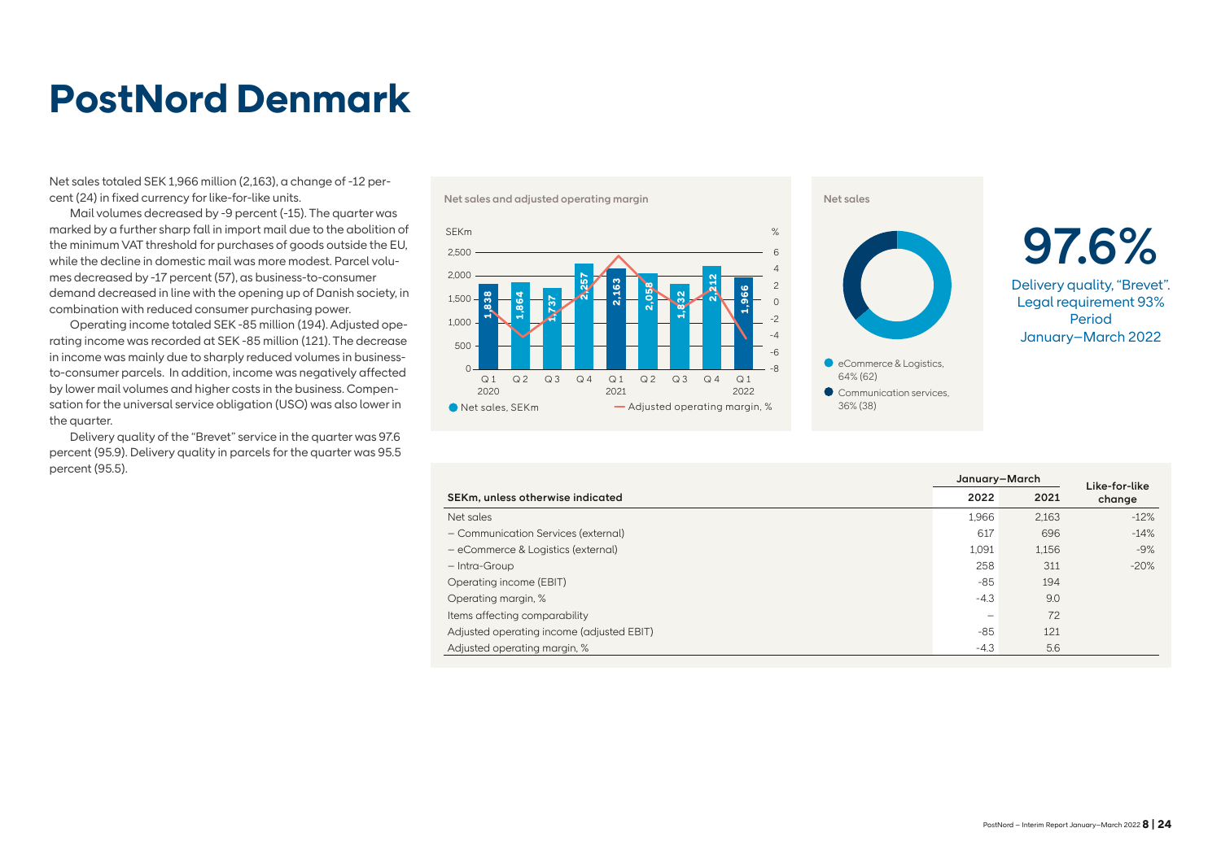# PostNord Denmark

Net sales totaled SEK 1,966 million (2,163), a change of -12 percent (24) in fixed currency for like-for-like units.

Mail volumes decreased by -9 percent (-15). The quarter was marked by a further sharp fall in import mail due to the abolition of the minimum VAT threshold for purchases of goods outside the EU, while the decline in domestic mail was more modest. Parcel volumes decreased by -17 percent (57), as business-to-consumer demand decreased in line with the opening up of Danish society, in combination with reduced consumer purchasing power.

Operating income totaled SEK -85 million (194). Adjusted operating income was recorded at SEK -85 million (121). The decrease in income was mainly due to sharply reduced volumes in business-to-consumer parcels. In addition, income was negatively affected by lower mail volumes and higher costs in the business. Compensation for the universal service obligation (USO) was also lower in the quarter.

Delivery quality of the "Brevet" service in the quarter was 97.6 percent (95.9). Delivery quality in parcels for the quarter was 95.5 percent (95.5).

**Net sales and adjusted operating margin**

| | Q1 2020 | Q2 | Q3 | Q4 | Q1 2021 | Q2 | Q3 | Q4 | Q1 2022 |
|---|---|---|---|---|---|---|---|---|---|
| Net sales, SEKm | 1,838 | 1,864 | 1,737 | 2,257 | 2,163 | 2,058 | 1,832 | 2,212 | 1,966 |

**Net sales**

- eCommerce & Logistics, 64% (62)
- Communication services, 36% (38)

**97.6%**

Delivery quality, "Brevet". Legal requirement 93% Period January–March 2022

| SEKm, unless otherwise indicated | January–March 2022 | January–March 2021 | Like-for-like change |
|---|---|---|---|
| Net sales | 1,966 | 2,163 | -12% |
| – Communication Services (external) | 617 | 696 | -14% |
| – eCommerce & Logistics (external) | 1,091 | 1,156 | -9% |
| – Intra-Group | 258 | 311 | -20% |
| Operating income (EBIT) | -85 | 194 | |
| Operating margin, % | -4.3 | 9.0 | |
| Items affecting comparability | – | 72 | |
| Adjusted operating income (adjusted EBIT) | -85 | 121 | |
| Adjusted operating margin, % | -4.3 | 5.6 | |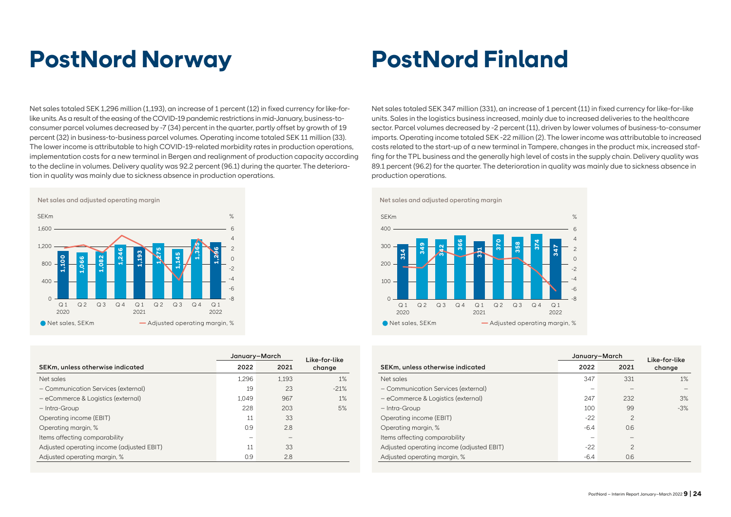# PostNord Norway

Net sales totaled SEK 1,296 million (1,193), an increase of 1 percent (12) in fixed currency for like-for-like units. As a result of the easing of the COVID-19 pandemic restrictions in mid-January, business-to-consumer parcel volumes decreased by -7 (34) percent in the quarter, partly offset by growth of 19 percent (32) in business-to-business parcel volumes. Operating income totaled SEK 11 million (33). The lower income is attributable to high COVID-19-related morbidity rates in production operations, implementation costs for a new terminal in Bergen and realignment of production capacity according to the decline in volumes. Delivery quality was 92.2 percent (96.1) during the quarter. The deterioration in quality was mainly due to sickness absence in production operations.

**Net sales and adjusted operating margin**

| Quarter | Net sales, SEKm |
|---|---|
| Q 1 2020 | 1,100 |
| Q 2 | 1,066 |
| Q 3 | 1,082 |
| Q 4 | 1,246 |
| Q 1 2021 | 1,193 |
| Q 2 | 1,275 |
| Q 3 | 1,145 |
| Q 4 | 1,365 |
| Q 1 2022 | 1,296 |

| SEKm, unless otherwise indicated | January–March 2022 | January–March 2021 | Like-for-like change |
|---|---|---|---|
| Net sales | 1,296 | 1,193 | 1% |
| – Communication Services (external) | 19 | 23 | -21% |
| – eCommerce & Logistics (external) | 1,049 | 967 | 1% |
| – Intra-Group | 228 | 203 | 5% |
| Operating income (EBIT) | 11 | 33 | |
| Operating margin, % | 0.9 | 2.8 | |
| Items affecting comparability | – | – | |
| Adjusted operating income (adjusted EBIT) | 11 | 33 | |
| Adjusted operating margin, % | 0.9 | 2.8 | |

# PostNord Finland

Net sales totaled SEK 347 million (331), an increase of 1 percent (11) in fixed currency for like-for-like units. Sales in the logistics business increased, mainly due to increased deliveries to the healthcare sector. Parcel volumes decreased by -2 percent (11), driven by lower volumes of business-to-consumer imports. Operating income totaled SEK -22 million (2). The lower income was attributable to increased costs related to the start-up of a new terminal in Tampere, changes in the product mix, increased staffing for the TPL business and the generally high level of costs in the supply chain. Delivery quality was 89.1 percent (96.2) for the quarter. The deterioration in quality was mainly due to sickness absence in production operations.

**Net sales and adjusted operating margin**

| Quarter | Net sales, SEKm |
|---|---|
| Q 1 2020 | 314 |
| Q 2 | 349 |
| Q 3 | 342 |
| Q 4 | 366 |
| Q 1 2021 | 331 |
| Q 2 | 370 |
| Q 3 | 358 |
| Q 4 | 374 |
| Q 1 2022 | 347 |

| SEKm, unless otherwise indicated | January–March 2022 | January–March 2021 | Like-for-like change |
|---|---|---|---|
| Net sales | 347 | 331 | 1% |
| – Communication Services (external) | – | – | – |
| – eCommerce & Logistics (external) | 247 | 232 | 3% |
| – Intra-Group | 100 | 99 | -3% |
| Operating income (EBIT) | -22 | 2 | |
| Operating margin, % | -6.4 | 0.6 | |
| Items affecting comparability | – | – | |
| Adjusted operating income (adjusted EBIT) | -22 | 2 | |
| Adjusted operating margin, % | -6.4 | 0.6 | |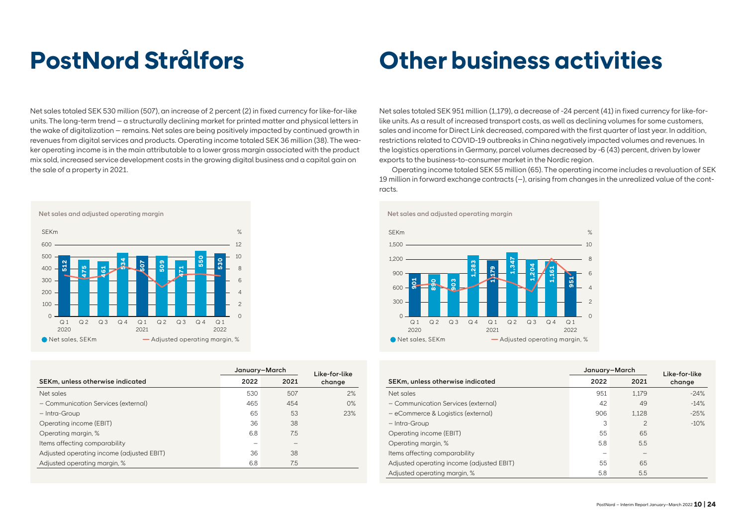# PostNord Strålfors

Net sales totaled SEK 530 million (507), an increase of 2 percent (2) in fixed currency for like-for-like units. The long-term trend – a structurally declining market for printed matter and physical letters in the wake of digitalization – remains. Net sales are being positively impacted by continued growth in revenues from digital services and products. Operating income totaled SEK 36 million (38). The weaker operating income is in the main attributable to a lower gross margin associated with the product mix sold, increased service development costs in the growing digital business and a capital gain on the sale of a property in 2021.

**Net sales and adjusted operating margin**

| | Q1 2020 | Q2 | Q3 | Q4 | Q1 2021 | Q2 | Q3 | Q4 | Q1 2022 |
|---|---|---|---|---|---|---|---|---|---|
| Net sales, SEKm | 512 | 475 | 461 | 534 | 507 | 509 | 471 | 550 | 530 |

| SEKm, unless otherwise indicated | January–March 2022 | January–March 2021 | Like-for-like change |
|---|---|---|---|
| Net sales | 530 | 507 | 2% |
| – Communication Services (external) | 465 | 454 | 0% |
| – Intra-Group | 65 | 53 | 23% |
| Operating income (EBIT) | 36 | 38 | |
| Operating margin, % | 6.8 | 7.5 | |
| Items affecting comparability | – | – | |
| Adjusted operating income (adjusted EBIT) | 36 | 38 | |
| Adjusted operating margin, % | 6.8 | 7.5 | |

# Other business activities

Net sales totaled SEK 951 million (1,179), a decrease of -24 percent (41) in fixed currency for like-for-like units. As a result of increased transport costs, as well as declining volumes for some customers, sales and income for Direct Link decreased, compared with the first quarter of last year. In addition, restrictions related to COVID-19 outbreaks in China negatively impacted volumes and revenues. In the logistics operations in Germany, parcel volumes decreased by -6 (43) percent, driven by lower exports to the business-to-consumer market in the Nordic region.

Operating income totaled SEK 55 million (65). The operating income includes a revaluation of SEK 19 million in forward exchange contracts (–), arising from changes in the unrealized value of the contracts.

**Net sales and adjusted operating margin**

| | Q1 2020 | Q2 | Q3 | Q4 | Q1 2021 | Q2 | Q3 | Q4 | Q1 2022 |
|---|---|---|---|---|---|---|---|---|---|
| Net sales, SEKm | 901 | 890 | 903 | 1,283 | 1,179 | 1,347 | 1,204 | 1,161 | 951 |

| SEKm, unless otherwise indicated | January–March 2022 | January–March 2021 | Like-for-like change |
|---|---|---|---|
| Net sales | 951 | 1,179 | -24% |
| – Communication Services (external) | 42 | 49 | -14% |
| – eCommerce & Logistics (external) | 906 | 1,128 | -25% |
| – Intra-Group | 3 | 2 | -10% |
| Operating income (EBIT) | 55 | 65 | |
| Operating margin, % | 5.8 | 5.5 | |
| Items affecting comparability | – | – | |
| Adjusted operating income (adjusted EBIT) | 55 | 65 | |
| Adjusted operating margin, % | 5.8 | 5.5 | |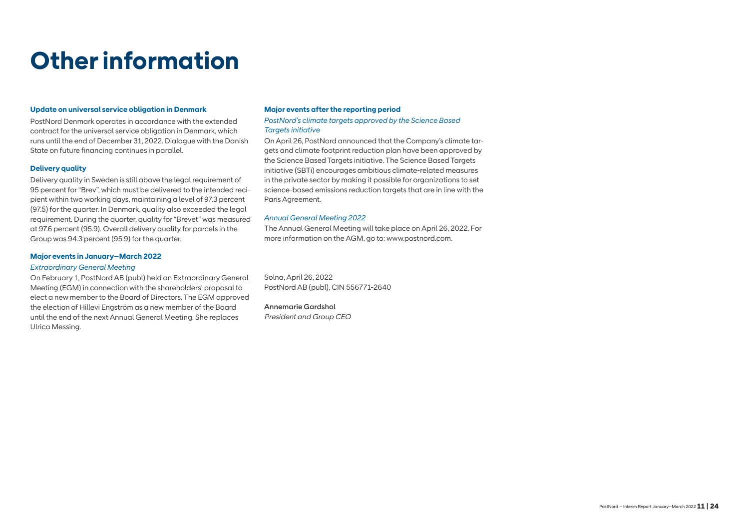# Other information

### Update on universal service obligation in Denmark

PostNord Denmark operates in accordance with the extended contract for the universal service obligation in Denmark, which runs until the end of December 31, 2022. Dialogue with the Danish State on future financing continues in parallel.

### Delivery quality

Delivery quality in Sweden is still above the legal requirement of 95 percent for "Brev", which must be delivered to the intended recipient within two working days, maintaining a level of 97.3 percent (97.5) for the quarter. In Denmark, quality also exceeded the legal requirement. During the quarter, quality for "Brevet" was measured at 97.6 percent (95.9). Overall delivery quality for parcels in the Group was 94.3 percent (95.9) for the quarter.

### Major events in January–March 2022

*Extraordinary General Meeting*

On February 1, PostNord AB (publ) held an Extraordinary General Meeting (EGM) in connection with the shareholders' proposal to elect a new member to the Board of Directors. The EGM approved the election of Hillevi Engström as a new member of the Board until the end of the next Annual General Meeting. She replaces Ulrica Messing.

### Major events after the reporting period

*PostNord's climate targets approved by the Science Based Targets initiative*

On April 26, PostNord announced that the Company's climate targets and climate footprint reduction plan have been approved by the Science Based Targets initiative. The Science Based Targets initiative (SBTi) encourages ambitious climate-related measures in the private sector by making it possible for organizations to set science-based emissions reduction targets that are in line with the Paris Agreement.

*Annual General Meeting 2022*

The Annual General Meeting will take place on April 26, 2022. For more information on the AGM, go to: www.postnord.com.

Solna, April 26, 2022
PostNord AB (publ), CIN 556771-2640

**Annemarie Gardshol**
*President and Group CEO*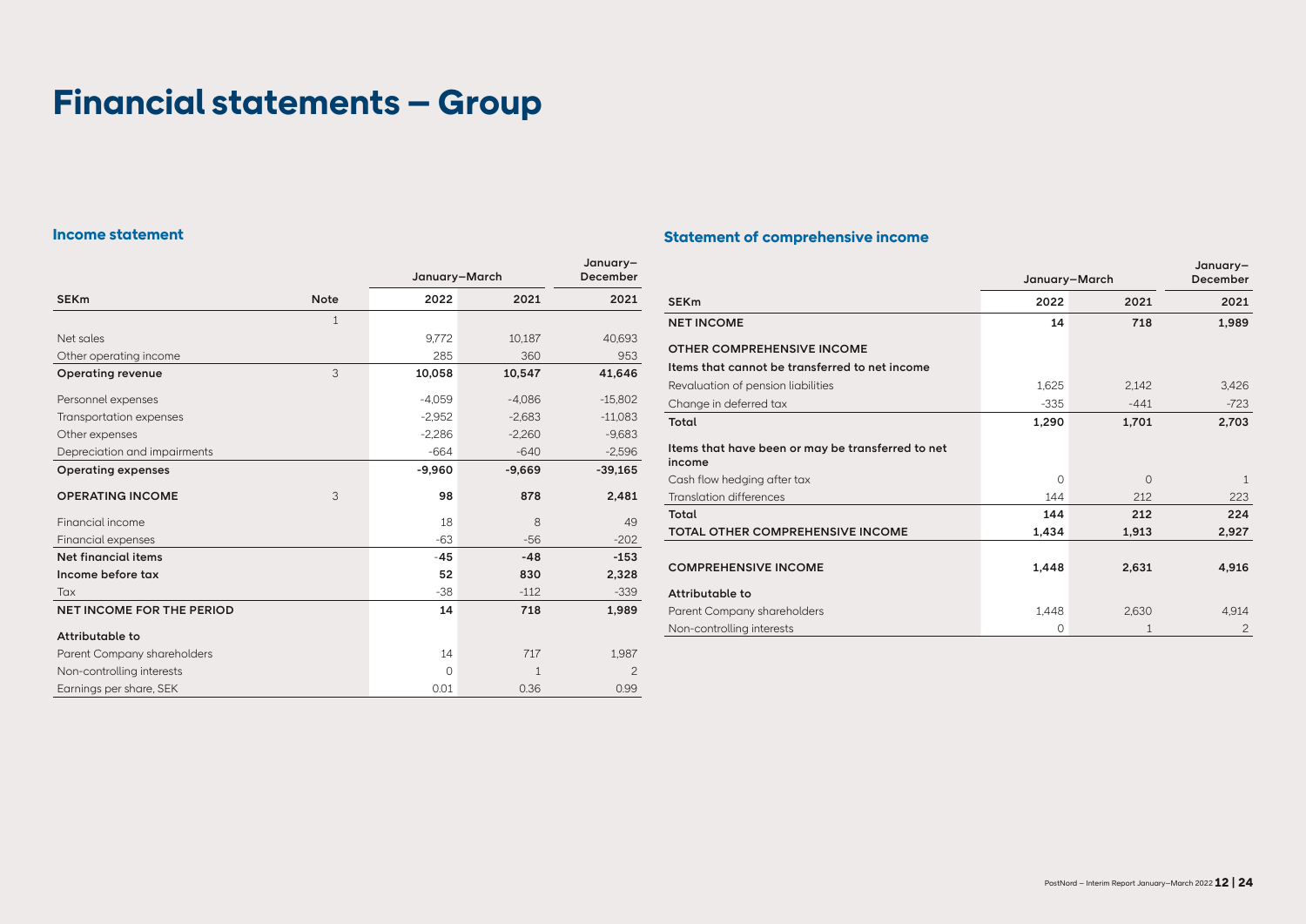# Financial statements – Group

## Income statement

| SEKm | Note | January–March 2022 | January–March 2021 | January–December 2021 |
|---|---|---|---|---|
| | 1 | | | |
| Net sales | | 9,772 | 10,187 | 40,693 |
| Other operating income | | 285 | 360 | 953 |
| **Operating revenue** | 3 | **10,058** | **10,547** | **41,646** |
| Personnel expenses | | -4,059 | -4,086 | -15,802 |
| Transportation expenses | | -2,952 | -2,683 | -11,083 |
| Other expenses | | -2,286 | -2,260 | -9,683 |
| Depreciation and impairments | | -664 | -640 | -2,596 |
| **Operating expenses** | | **-9,960** | **-9,669** | **-39,165** |
| **OPERATING INCOME** | 3 | **98** | **878** | **2,481** |
| Financial income | | 18 | 8 | 49 |
| Financial expenses | | -63 | -56 | -202 |
| **Net financial items** | | **-45** | **-48** | **-153** |
| **Income before tax** | | **52** | **830** | **2,328** |
| Tax | | -38 | -112 | -339 |
| **NET INCOME FOR THE PERIOD** | | **14** | **718** | **1,989** |
| **Attributable to** | | | | |
| Parent Company shareholders | | 14 | 717 | 1,987 |
| Non-controlling interests | | 0 | 1 | 2 |
| Earnings per share, SEK | | 0.01 | 0.36 | 0.99 |

## Statement of comprehensive income

| SEKm | January–March 2022 | January–March 2021 | January–December 2021 |
|---|---|---|---|
| **NET INCOME** | **14** | **718** | **1,989** |
| **OTHER COMPREHENSIVE INCOME** | | | |
| **Items that cannot be transferred to net income** | | | |
| Revaluation of pension liabilities | 1,625 | 2,142 | 3,426 |
| Change in deferred tax | -335 | -441 | -723 |
| **Total** | **1,290** | **1,701** | **2,703** |
| **Items that have been or may be transferred to net income** | | | |
| Cash flow hedging after tax | 0 | 0 | 1 |
| Translation differences | 144 | 212 | 223 |
| **Total** | **144** | **212** | **224** |
| **TOTAL OTHER COMPREHENSIVE INCOME** | **1,434** | **1,913** | **2,927** |
| **COMPREHENSIVE INCOME** | **1,448** | **2,631** | **4,916** |
| **Attributable to** | | | |
| Parent Company shareholders | 1,448 | 2,630 | 4,914 |
| Non-controlling interests | 0 | 1 | 2 |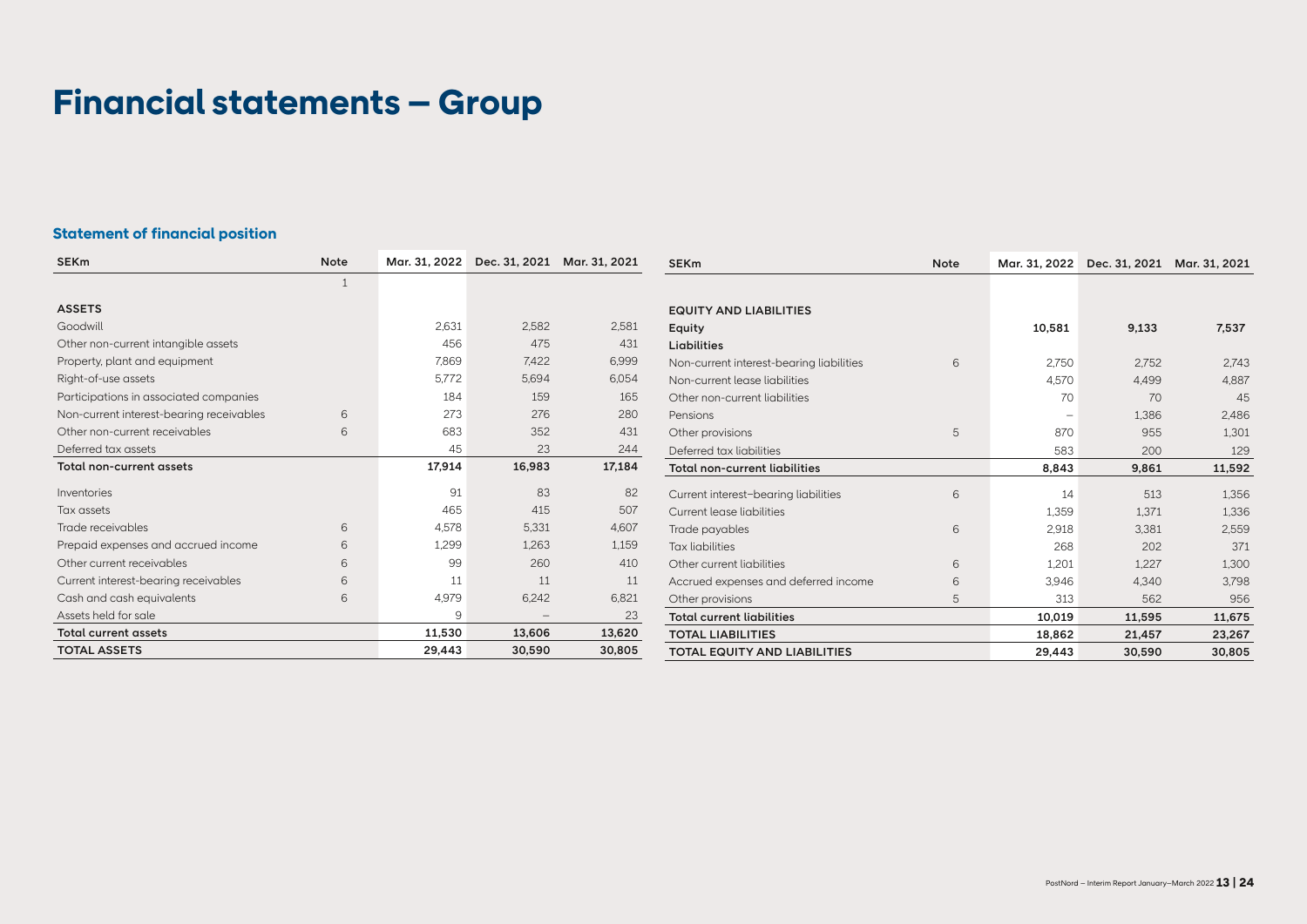# Financial statements – Group

## Statement of financial position

| SEKm | Note | Mar. 31, 2022 | Dec. 31, 2021 | Mar. 31, 2021 |
|---|---|---|---|---|
| | 1 | | | |
| **ASSETS** | | | | |
| Goodwill | | 2,631 | 2,582 | 2,581 |
| Other non-current intangible assets | | 456 | 475 | 431 |
| Property, plant and equipment | | 7,869 | 7,422 | 6,999 |
| Right-of-use assets | | 5,772 | 5,694 | 6,054 |
| Participations in associated companies | | 184 | 159 | 165 |
| Non-current interest-bearing receivables | 6 | 273 | 276 | 280 |
| Other non-current receivables | 6 | 683 | 352 | 431 |
| Deferred tax assets | | 45 | 23 | 244 |
| **Total non-current assets** | | **17,914** | **16,983** | **17,184** |
| Inventories | | 91 | 83 | 82 |
| Tax assets | | 465 | 415 | 507 |
| Trade receivables | 6 | 4,578 | 5,331 | 4,607 |
| Prepaid expenses and accrued income | 6 | 1,299 | 1,263 | 1,159 |
| Other current receivables | 6 | 99 | 260 | 410 |
| Current interest-bearing receivables | 6 | 11 | 11 | 11 |
| Cash and cash equivalents | 6 | 4,979 | 6,242 | 6,821 |
| Assets held for sale | | 9 | – | 23 |
| **Total current assets** | | **11,530** | **13,606** | **13,620** |
| **TOTAL ASSETS** | | **29,443** | **30,590** | **30,805** |

| SEKm | Note | Mar. 31, 2022 | Dec. 31, 2021 | Mar. 31, 2021 |
|---|---|---|---|---|
| **EQUITY AND LIABILITIES** | | | | |
| **Equity** | | **10,581** | **9,133** | **7,537** |
| **Liabilities** | | | | |
| Non-current interest-bearing liabilities | 6 | 2,750 | 2,752 | 2,743 |
| Non-current lease liabilities | | 4,570 | 4,499 | 4,887 |
| Other non-current liabilities | | 70 | 70 | 45 |
| Pensions | | – | 1,386 | 2,486 |
| Other provisions | 5 | 870 | 955 | 1,301 |
| Deferred tax liabilities | | 583 | 200 | 129 |
| **Total non-current liabilities** | | **8,843** | **9,861** | **11,592** |
| Current interest-bearing liabilities | 6 | 14 | 513 | 1,356 |
| Current lease liabilities | | 1,359 | 1,371 | 1,336 |
| Trade payables | 6 | 2,918 | 3,381 | 2,559 |
| Tax liabilities | | 268 | 202 | 371 |
| Other current liabilities | 6 | 1,201 | 1,227 | 1,300 |
| Accrued expenses and deferred income | 6 | 3,946 | 4,340 | 3,798 |
| Other provisions | 5 | 313 | 562 | 956 |
| **Total current liabilities** | | **10,019** | **11,595** | **11,675** |
| **TOTAL LIABILITIES** | | **18,862** | **21,457** | **23,267** |
| **TOTAL EQUITY AND LIABILITIES** | | **29,443** | **30,590** | **30,805** |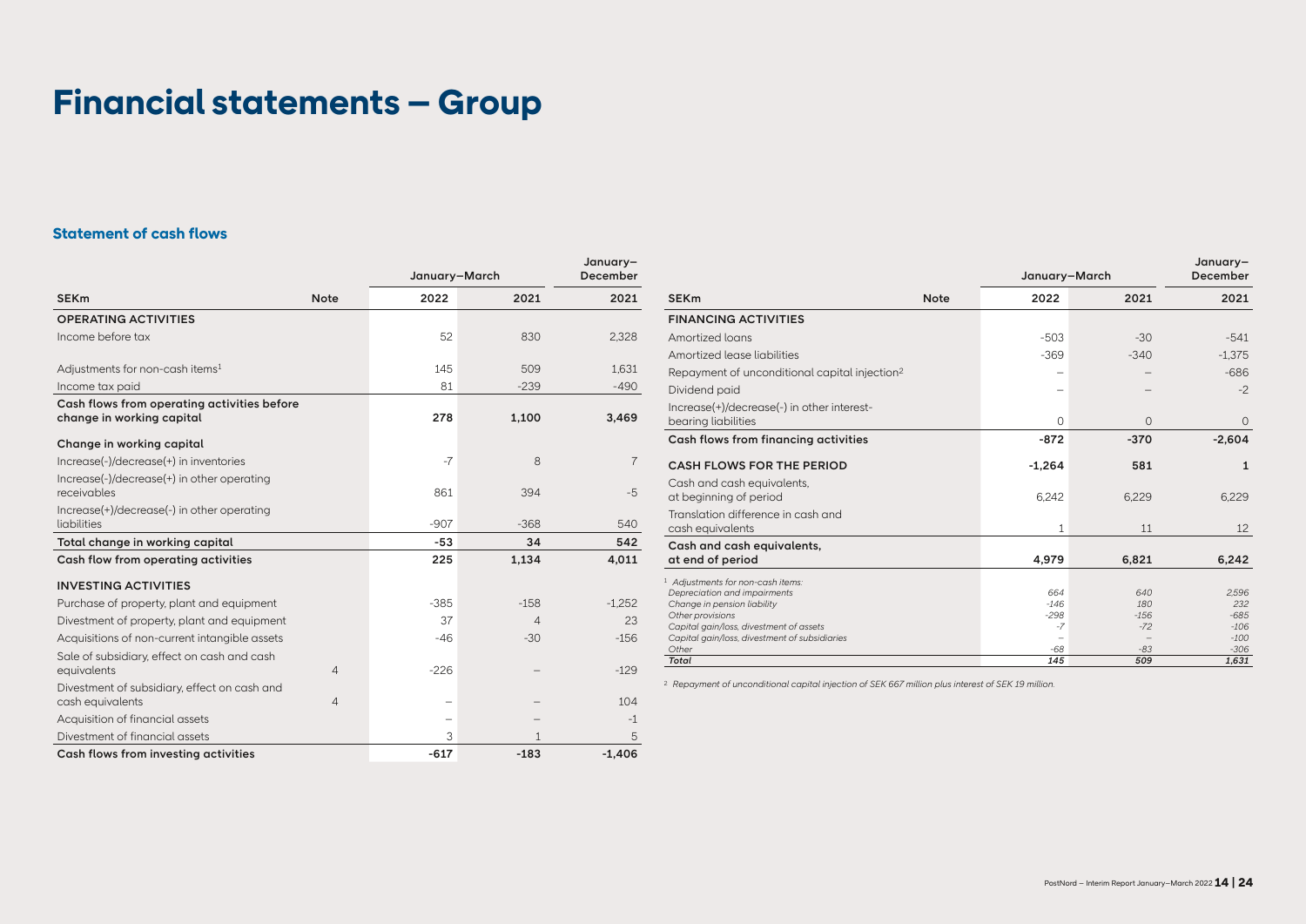# Financial statements – Group

## Statement of cash flows

| SEKm | Note | January–March 2022 | January–March 2021 | January–December 2021 |
|---|---|---|---|---|
| **OPERATING ACTIVITIES** | | | | |
| Income before tax | | 52 | 830 | 2,328 |
| Adjustments for non-cash items[1] | | 145 | 509 | 1,631 |
| Income tax paid | | 81 | -239 | -490 |
| **Cash flows from operating activities before change in working capital** | | **278** | **1,100** | **3,469** |
| **Change in working capital** | | | | |
| Increase(-)/decrease(+) in inventories | | -7 | 8 | 7 |
| Increase(-)/decrease(+) in other operating receivables | | 861 | 394 | -5 |
| Increase(+)/decrease(-) in other operating liabilities | | -907 | -368 | 540 |
| **Total change in working capital** | | **-53** | **34** | **542** |
| **Cash flow from operating activities** | | **225** | **1,134** | **4,011** |
| **INVESTING ACTIVITIES** | | | | |
| Purchase of property, plant and equipment | | -385 | -158 | -1,252 |
| Divestment of property, plant and equipment | | 37 | 4 | 23 |
| Acquisitions of non-current intangible assets | | -46 | -30 | -156 |
| Sale of subsidiary, effect on cash and cash equivalents | 4 | -226 | – | -129 |
| Divestment of subsidiary, effect on cash and cash equivalents | 4 | – | – | 104 |
| Acquisition of financial assets | | – | – | -1 |
| Divestment of financial assets | | 3 | 1 | 5 |
| **Cash flows from investing activities** | | **-617** | **-183** | **-1,406** |

| SEKm | Note | January–March 2022 | January–March 2021 | January–December 2021 |
|---|---|---|---|---|
| **FINANCING ACTIVITIES** | | | | |
| Amortized loans | | -503 | -30 | -541 |
| Amortized lease liabilities | | -369 | -340 | -1,375 |
| Repayment of unconditional capital injection[2] | | – | – | -686 |
| Dividend paid | | – | – | -2 |
| Increase(+)/decrease(-) in other interest-bearing liabilities | | 0 | 0 | 0 |
| **Cash flows from financing activities** | | **-872** | **-370** | **-2,604** |
| **CASH FLOWS FOR THE PERIOD** | | **-1,264** | **581** | **1** |
| Cash and cash equivalents, at beginning of period | | 6,242 | 6,229 | 6,229 |
| Translation difference in cash and cash equivalents | | 1 | 11 | 12 |
| **Cash and cash equivalents, at end of period** | | **4,979** | **6,821** | **6,242** |

| [1] *Adjustments for non-cash items:* | 2022 | 2021 | 2021 |
|---|---|---|---|
| *Depreciation and impairments* | *664* | *640* | *2596* |
| *Change in pension liability* | *-146* | *180* | *232* |
| *Other provisions* | *-298* | *-156* | *-685* |
| *Capital gain/loss, divestment of assets* | *-7* | *-72* | *-106* |
| *Capital gain/loss, divestment of subsidiaries* | *–* | *–* | *-100* |
| *Other* | *-68* | *-83* | *-306* |
| ***Total*** | ***145*** | ***509*** | ***1,631*** |

[2] *Repayment of unconditional capital injection of SEK 667 million plus interest of SEK 19 million.*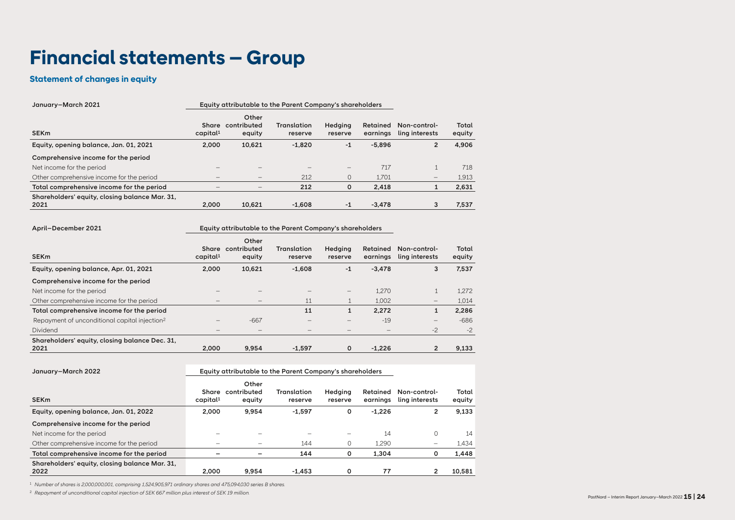# Financial statements – Group

## Statement of changes in equity

| January–March 2021 | Equity attributable to the Parent Company's shareholders | | | | | | |
|---|---|---|---|---|---|---|---|
| SEKm | Share capital[1] | Other contributed equity | Translation reserve | Hedging reserve | Retained earnings | Non-controlling interests | Total equity |
| **Equity, opening balance, Jan. 01, 2021** | **2,000** | **10,621** | **-1,820** | **-1** | **-5,896** | **2** | **4,906** |
| **Comprehensive income for the period** | | | | | | | |
| Net income for the period | – | – | – | – | 717 | 1 | 718 |
| Other comprehensive income for the period | – | – | 212 | 0 | 1,701 | – | 1,913 |
| **Total comprehensive income for the period** | – | – | **212** | **0** | **2,418** | **1** | **2,631** |
| **Shareholders' equity, closing balance Mar. 31, 2021** | **2,000** | **10,621** | **-1,608** | **-1** | **-3,478** | **3** | **7,537** |

| April–December 2021 | Equity attributable to the Parent Company's shareholders | | | | | | |
|---|---|---|---|---|---|---|---|
| SEKm | Share capital[1] | Other contributed equity | Translation reserve | Hedging reserve | Retained earnings | Non-controlling interests | Total equity |
| **Equity, opening balance, Apr. 01, 2021** | **2,000** | **10,621** | **-1,608** | **-1** | **-3,478** | **3** | **7,537** |
| **Comprehensive income for the period** | | | | | | | |
| Net income for the period | – | – | – | – | 1,270 | 1 | 1,272 |
| Other comprehensive income for the period | – | – | 11 | 1 | 1,002 | – | 1,014 |
| **Total comprehensive income for the period** | | | **11** | **1** | **2,272** | **1** | **2,286** |
| Repayment of unconditional capital injection[2] | – | -667 | – | – | -19 | – | -686 |
| Dividend | – | – | – | – | – | -2 | -2 |
| **Shareholders' equity, closing balance Dec. 31, 2021** | **2,000** | **9,954** | **-1,597** | **0** | **-1,226** | **2** | **9,133** |

| January–March 2022 | Equity attributable to the Parent Company's shareholders | | | | | | |
|---|---|---|---|---|---|---|---|
| SEKm | Share capital[1] | Other contributed equity | Translation reserve | Hedging reserve | Retained earnings | Non-controlling interests | Total equity |
| **Equity, opening balance, Jan. 01, 2022** | **2,000** | **9,954** | **-1,597** | **0** | **-1,226** | **2** | **9,133** |
| **Comprehensive income for the period** | | | | | | | |
| Net income for the period | – | – | – | – | 14 | 0 | 14 |
| Other comprehensive income for the period | – | – | 144 | 0 | 1,290 | – | 1,434 |
| **Total comprehensive income for the period** | **–** | **–** | **144** | **0** | **1,304** | **0** | **1,448** |
| **Shareholders' equity, closing balance Mar. 31, 2022** | **2,000** | **9,954** | **-1,453** | **0** | **77** | **2** | **10,581** |

[1] *Number of shares is 2,000,000,001, comprising 1,524,905,971 ordinary shares and 475,094,030 series B shares.*

[2] *Repayment of unconditional capital injection of SEK 667 million plus interest of SEK 19 million.*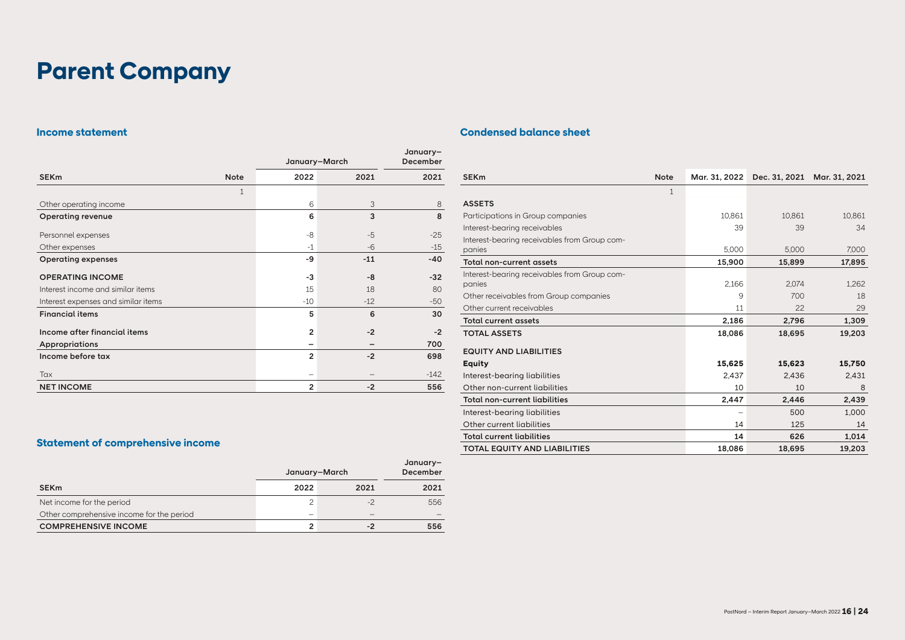# Parent Company

## Income statement

| SEKm | Note | January–March 2022 | January–March 2021 | January–December 2021 |
|---|---|---|---|---|
| | 1 | | | |
| Other operating income | | 6 | 3 | 8 |
| **Operating revenue** | | **6** | **3** | **8** |
| Personnel expenses | | -8 | -5 | -25 |
| Other expenses | | -1 | -6 | -15 |
| **Operating expenses** | | **-9** | **-11** | **-40** |
| **OPERATING INCOME** | | **-3** | **-8** | **-32** |
| Interest income and similar items | | 15 | 18 | 80 |
| Interest expenses and similar items | | -10 | -12 | -50 |
| **Financial items** | | **5** | **6** | **30** |
| **Income after financial items** | | **2** | **-2** | **-2** |
| **Appropriations** | | **–** | **–** | **700** |
| **Income before tax** | | **2** | **-2** | **698** |
| Tax | | – | – | -142 |
| **NET INCOME** | | **2** | **-2** | **556** |

## Statement of comprehensive income

| SEKm | January–March 2022 | January–March 2021 | January–December 2021 |
|---|---|---|---|
| Net income for the period | 2 | -2 | 556 |
| Other comprehensive income for the period | – | – | – |
| **COMPREHENSIVE INCOME** | **2** | **-2** | **556** |

## Condensed balance sheet

| SEKm | Note | Mar. 31, 2022 | Dec. 31, 2021 | Mar. 31, 2021 |
|---|---|---|---|---|
| | 1 | | | |
| **ASSETS** | | | | |
| Participations in Group companies | | 10,861 | 10,861 | 10,861 |
| Interest-bearing receivables | | 39 | 39 | 34 |
| Interest-bearing receivables from Group companies | | 5,000 | 5,000 | 7,000 |
| **Total non-current assets** | | **15,900** | **15,899** | **17,895** |
| Interest-bearing receivables from Group companies | | 2,166 | 2,074 | 1,262 |
| Other receivables from Group companies | | 9 | 700 | 18 |
| Other current receivables | | 11 | 22 | 29 |
| **Total current assets** | | **2,186** | **2,796** | **1,309** |
| **TOTAL ASSETS** | | **18,086** | **18,695** | **19,203** |
| **EQUITY AND LIABILITIES** | | | | |
| **Equity** | | **15,625** | **15,623** | **15,750** |
| Interest-bearing liabilities | | 2,437 | 2,436 | 2,431 |
| Other non-current liabilities | | 10 | 10 | 8 |
| **Total non-current liabilities** | | **2,447** | **2,446** | **2,439** |
| Interest-bearing liabilities | | – | 500 | 1,000 |
| Other current liabilities | | 14 | 125 | 14 |
| **Total current liabilities** | | **14** | **626** | **1,014** |
| **TOTAL EQUITY AND LIABILITIES** | | **18,086** | **18,695** | **19,203** |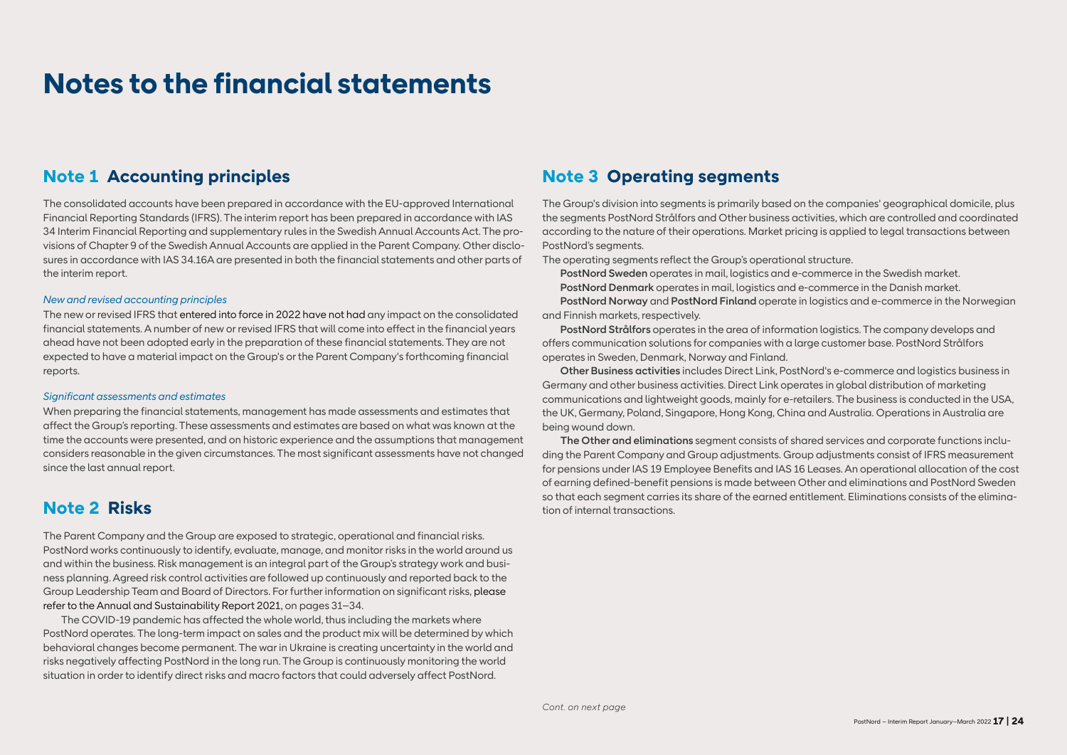# Notes to the financial statements

## Note 1 Accounting principles

The consolidated accounts have been prepared in accordance with the EU-approved International Financial Reporting Standards (IFRS). The interim report has been prepared in accordance with IAS 34 Interim Financial Reporting and supplementary rules in the Swedish Annual Accounts Act. The provisions of Chapter 9 of the Swedish Annual Accounts are applied in the Parent Company. Other disclosures in accordance with IAS 34.16A are presented in both the financial statements and other parts of the interim report.

*New and revised accounting principles*

The new or revised IFRS that entered into force in 2022 have not had any impact on the consolidated financial statements. A number of new or revised IFRS that will come into effect in the financial years ahead have not been adopted early in the preparation of these financial statements. They are not expected to have a material impact on the Group's or the Parent Company's forthcoming financial reports.

*Significant assessments and estimates*

When preparing the financial statements, management has made assessments and estimates that affect the Group's reporting. These assessments and estimates are based on what was known at the time the accounts were presented, and on historic experience and the assumptions that management considers reasonable in the given circumstances. The most significant assessments have not changed since the last annual report.

## Note 2 Risks

The Parent Company and the Group are exposed to strategic, operational and financial risks. PostNord works continuously to identify, evaluate, manage, and monitor risks in the world around us and within the business. Risk management is an integral part of the Group's strategy work and business planning. Agreed risk control activities are followed up continuously and reported back to the Group Leadership Team and Board of Directors. For further information on significant risks, please refer to the Annual and Sustainability Report 2021, on pages 31–34.

The COVID-19 pandemic has affected the whole world, thus including the markets where PostNord operates. The long-term impact on sales and the product mix will be determined by which behavioral changes become permanent. The war in Ukraine is creating uncertainty in the world and risks negatively affecting PostNord in the long run. The Group is continuously monitoring the world situation in order to identify direct risks and macro factors that could adversely affect PostNord.

## Note 3 Operating segments

The Group's division into segments is primarily based on the companies' geographical domicile, plus the segments PostNord Strålfors and Other business activities, which are controlled and coordinated according to the nature of their operations. Market pricing is applied to legal transactions between PostNord's segments.

The operating segments reflect the Group's operational structure.

**PostNord Sweden** operates in mail, logistics and e-commerce in the Swedish market.

**PostNord Denmark** operates in mail, logistics and e-commerce in the Danish market.

**PostNord Norway** and **PostNord Finland** operate in logistics and e-commerce in the Norwegian and Finnish markets, respectively.

**PostNord Strålfors** operates in the area of information logistics. The company develops and offers communication solutions for companies with a large customer base. PostNord Strålfors operates in Sweden, Denmark, Norway and Finland.

**Other Business activities** includes Direct Link, PostNord's e-commerce and logistics business in Germany and other business activities. Direct Link operates in global distribution of marketing communications and lightweight goods, mainly for e-retailers. The business is conducted in the USA, the UK, Germany, Poland, Singapore, Hong Kong, China and Australia. Operations in Australia are being wound down.

**The Other and eliminations** segment consists of shared services and corporate functions including the Parent Company and Group adjustments. Group adjustments consist of IFRS measurement for pensions under IAS 19 Employee Benefits and IAS 16 Leases. An operational allocation of the cost of earning defined-benefit pensions is made between Other and eliminations and PostNord Sweden so that each segment carries its share of the earned entitlement. Eliminations consists of the elimination of internal transactions.

*Cont. on next page*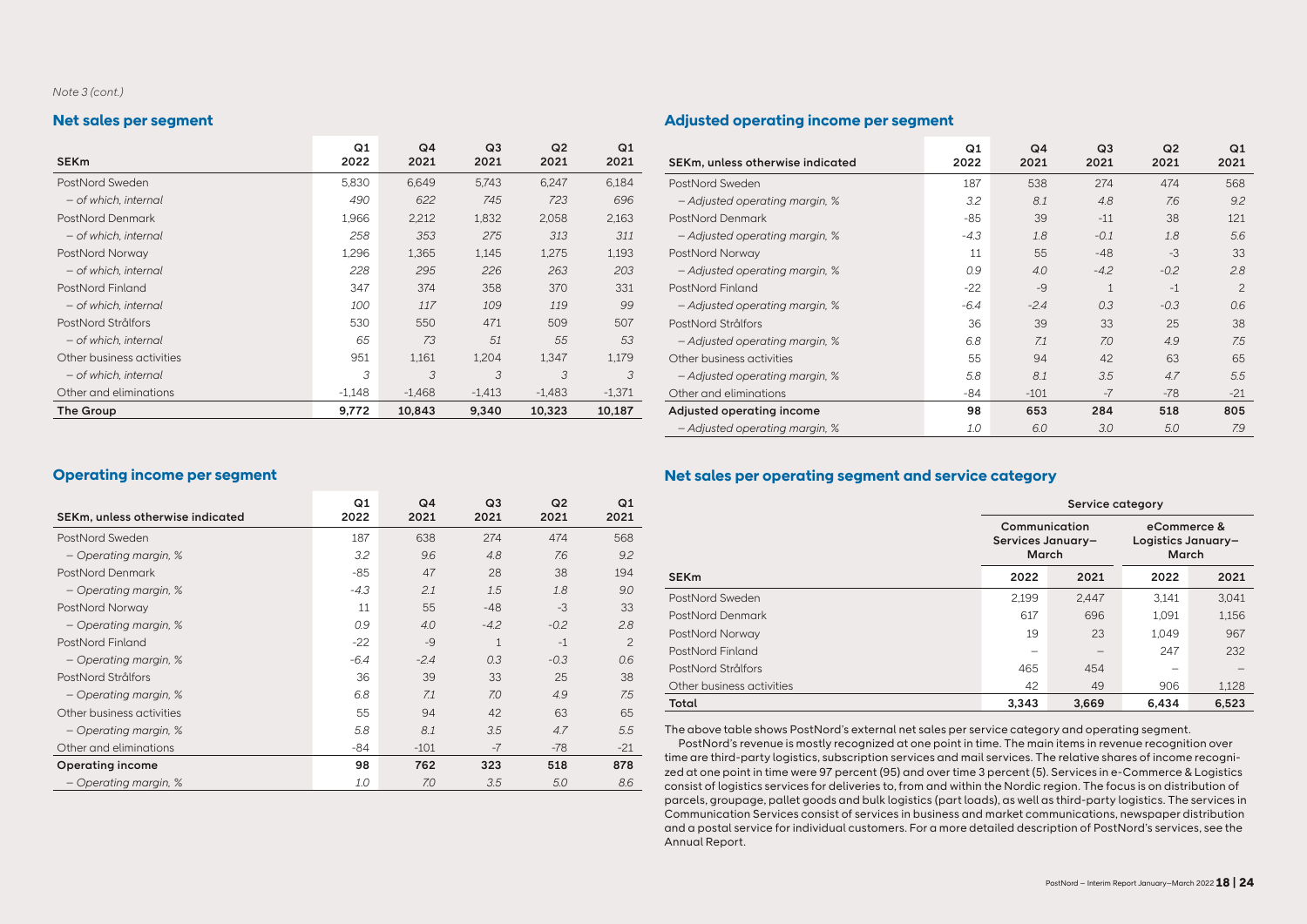*Note 3 (cont.)*

## Net sales per segment

| SEKm | Q1 2022 | Q4 2021 | Q3 2021 | Q2 2021 | Q1 2021 |
|---|---|---|---|---|---|
| PostNord Sweden | 5,830 | 6,649 | 5,743 | 6,247 | 6,184 |
| *– of which, internal* | *490* | *622* | *745* | *723* | *696* |
| PostNord Denmark | 1,966 | 2,212 | 1,832 | 2,058 | 2,163 |
| *– of which, internal* | *258* | *353* | *275* | *313* | *311* |
| PostNord Norway | 1,296 | 1,365 | 1,145 | 1,275 | 1,193 |
| *– of which, internal* | *228* | *295* | *226* | *263* | *203* |
| PostNord Finland | 347 | 374 | 358 | 370 | 331 |
| *– of which, internal* | *100* | *117* | *109* | *119* | *99* |
| PostNord Strålfors | 530 | 550 | 471 | 509 | 507 |
| *– of which, internal* | *65* | *73* | *51* | *55* | *53* |
| Other business activities | 951 | 1,161 | 1,204 | 1,347 | 1,179 |
| *– of which, internal* | *3* | *3* | *3* | *3* | *3* |
| Other and eliminations | -1,148 | -1,468 | -1,413 | -1,483 | -1,371 |
| **The Group** | **9,772** | **10,843** | **9,340** | **10,323** | **10,187** |

## Operating income per segment

| SEKm, unless otherwise indicated | Q1 2022 | Q4 2021 | Q3 2021 | Q2 2021 | Q1 2021 |
|---|---|---|---|---|---|
| PostNord Sweden | 187 | 638 | 274 | 474 | 568 |
| *– Operating margin, %* | *3.2* | *9.6* | *4.8* | *7.6* | *9.2* |
| PostNord Denmark | -85 | 47 | 28 | 38 | 194 |
| *– Operating margin, %* | *-4.3* | *2.1* | *1.5* | *1.8* | *9.0* |
| PostNord Norway | 11 | 55 | -48 | -3 | 33 |
| *– Operating margin, %* | *0.9* | *4.0* | *-4.2* | *-0.2* | *2.8* |
| PostNord Finland | -22 | -9 | 1 | -1 | 2 |
| *– Operating margin, %* | *-6.4* | *-2.4* | *0.3* | *-0.3* | *0.6* |
| PostNord Strålfors | 36 | 39 | 33 | 25 | 38 |
| *– Operating margin, %* | *6.8* | *7.1* | *7.0* | *4.9* | *7.5* |
| Other business activities | 55 | 94 | 42 | 63 | 65 |
| *– Operating margin, %* | *5.8* | *8.1* | *3.5* | *4.7* | *5.5* |
| Other and eliminations | -84 | -101 | -7 | -78 | -21 |
| **Operating income** | **98** | **762** | **323** | **518** | **878** |
| *– Operating margin, %* | *1.0* | *7.0* | *3.5* | *5.0* | *8.6* |

## Adjusted operating income per segment

| SEKm, unless otherwise indicated | Q1 2022 | Q4 2021 | Q3 2021 | Q2 2021 | Q1 2021 |
|---|---|---|---|---|---|
| PostNord Sweden | 187 | 538 | 274 | 474 | 568 |
| *– Adjusted operating margin, %* | *3.2* | *8.1* | *4.8* | *7.6* | *9.2* |
| PostNord Denmark | -85 | 39 | -11 | 38 | 121 |
| *– Adjusted operating margin, %* | *-4.3* | *1.8* | *-0.1* | *1.8* | *5.6* |
| PostNord Norway | 11 | 55 | -48 | -3 | 33 |
| *– Adjusted operating margin, %* | *0.9* | *4.0* | *-4.2* | *-0.2* | *2.8* |
| PostNord Finland | -22 | -9 | 1 | -1 | 2 |
| *– Adjusted operating margin, %* | *-6.4* | *-2.4* | *0.3* | *-0.3* | *0.6* |
| PostNord Strålfors | 36 | 39 | 33 | 25 | 38 |
| *– Adjusted operating margin, %* | *6.8* | *7.1* | *7.0* | *4.9* | *7.5* |
| Other business activities | 55 | 94 | 42 | 63 | 65 |
| *– Adjusted operating margin, %* | *5.8* | *8.1* | *3.5* | *4.7* | *5.5* |
| Other and eliminations | -84 | -101 | -7 | -78 | -21 |
| **Adjusted operating income** | **98** | **653** | **284** | **518** | **805** |
| *– Adjusted operating margin, %* | *1.0* | *6.0* | *3.0* | *5.0* | *7.9* |

## Net sales per operating segment and service category

| | Service category | | | |
|---|---|---|---|---|
| | Communication Services January–March | | eCommerce & Logistics January–March | |
| **SEKm** | **2022** | **2021** | **2022** | **2021** |
| PostNord Sweden | 2,199 | 2,447 | 3,141 | 3,041 |
| PostNord Denmark | 617 | 696 | 1,091 | 1,156 |
| PostNord Norway | 19 | 23 | 1,049 | 967 |
| PostNord Finland | – | – | 247 | 232 |
| PostNord Strålfors | 465 | 454 | – | – |
| Other business activities | 42 | 49 | 906 | 1,128 |
| **Total** | **3,343** | **3,669** | **6,434** | **6,523** |

The above table shows PostNord's external net sales per service category and operating segment.

PostNord's revenue is mostly recognized at one point in time. The main items in revenue recognition over time are third-party logistics, subscription services and mail services. The relative shares of income recognized at one point in time were 97 percent (95) and over time 3 percent (5). Services in e-Commerce & Logistics consist of logistics services for deliveries to, from and within the Nordic region. The focus is on distribution of parcels, groupage, pallet goods and bulk logistics (part loads), as well as third-party logistics. The services in Communication Services consist of services in business and market communications, newspaper distribution and a postal service for individual customers. For a more detailed description of PostNord's services, see the Annual Report.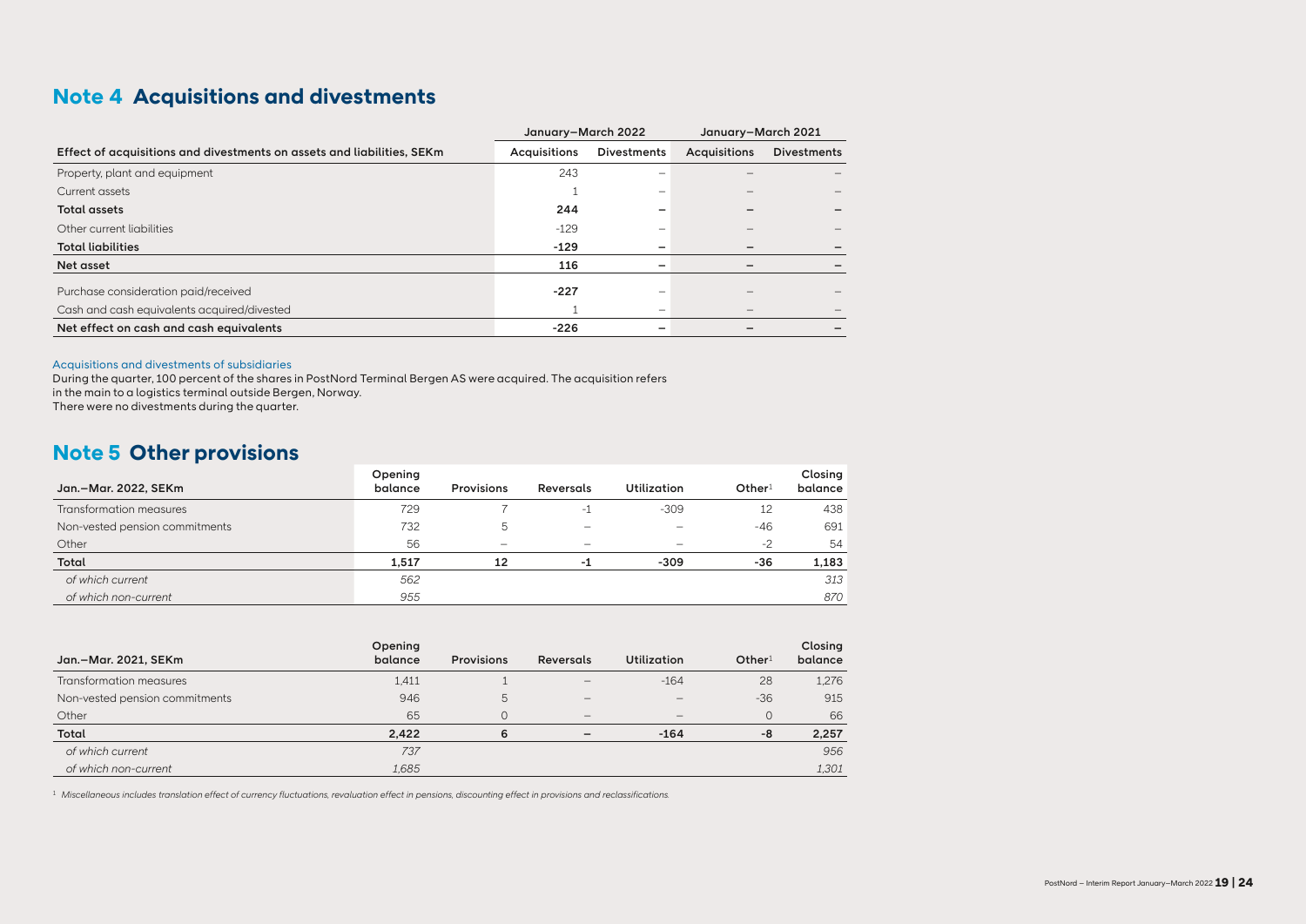## Note 4 Acquisitions and divestments

| Effect of acquisitions and divestments on assets and liabilities, SEKm | January–March 2022 | | January–March 2021 | |
|---|---|---|---|---|
| | Acquisitions | Divestments | Acquisitions | Divestments |
| Property, plant and equipment | 243 | – | – | – |
| Current assets | 1 | – | – | – |
| **Total assets** | **244** | **–** | **–** | **–** |
| Other current liabilities | -129 | – | – | – |
| **Total liabilities** | **-129** | **–** | **–** | **–** |
| **Net asset** | **116** | **–** | **–** | **–** |
| Purchase consideration paid/received | **-227** | – | – | – |
| Cash and cash equivalents acquired/divested | 1 | – | – | – |
| **Net effect on cash and cash equivalents** | **-226** | **–** | **–** | **–** |

Acquisitions and divestments of subsidiaries

During the quarter, 100 percent of the shares in PostNord Terminal Bergen AS were acquired. The acquisition refers in the main to a logistics terminal outside Bergen, Norway.
There were no divestments during the quarter.

## Note 5 Other provisions

| Jan.–Mar. 2022, SEKm | Opening balance | Provisions | Reversals | Utilization | Other[1] | Closing balance |
|---|---|---|---|---|---|---|
| Transformation measures | 729 | 7 | -1 | -309 | 12 | 438 |
| Non-vested pension commitments | 732 | 5 | – | – | -46 | 691 |
| Other | 56 | – | – | – | -2 | 54 |
| **Total** | **1,517** | **12** | **-1** | **-309** | **-36** | **1,183** |
| *of which current* | *562* | | | | | *313* |
| *of which non-current* | *955* | | | | | *870* |

| Jan.–Mar. 2021, SEKm | Opening balance | Provisions | Reversals | Utilization | Other[1] | Closing balance |
|---|---|---|---|---|---|---|
| Transformation measures | 1,411 | 1 | – | -164 | 28 | 1,276 |
| Non-vested pension commitments | 946 | 5 | – | – | -36 | 915 |
| Other | 65 | 0 | – | – | 0 | 66 |
| **Total** | **2,422** | **6** | **–** | **-164** | **-8** | **2,257** |
| *of which current* | *737* | | | | | *956* |
| *of which non-current* | *1,685* | | | | | *1,301* |

[1] *Miscellaneous includes translation effect of currency fluctuations, revaluation effect in pensions, discounting effect in provisions and reclassifications.*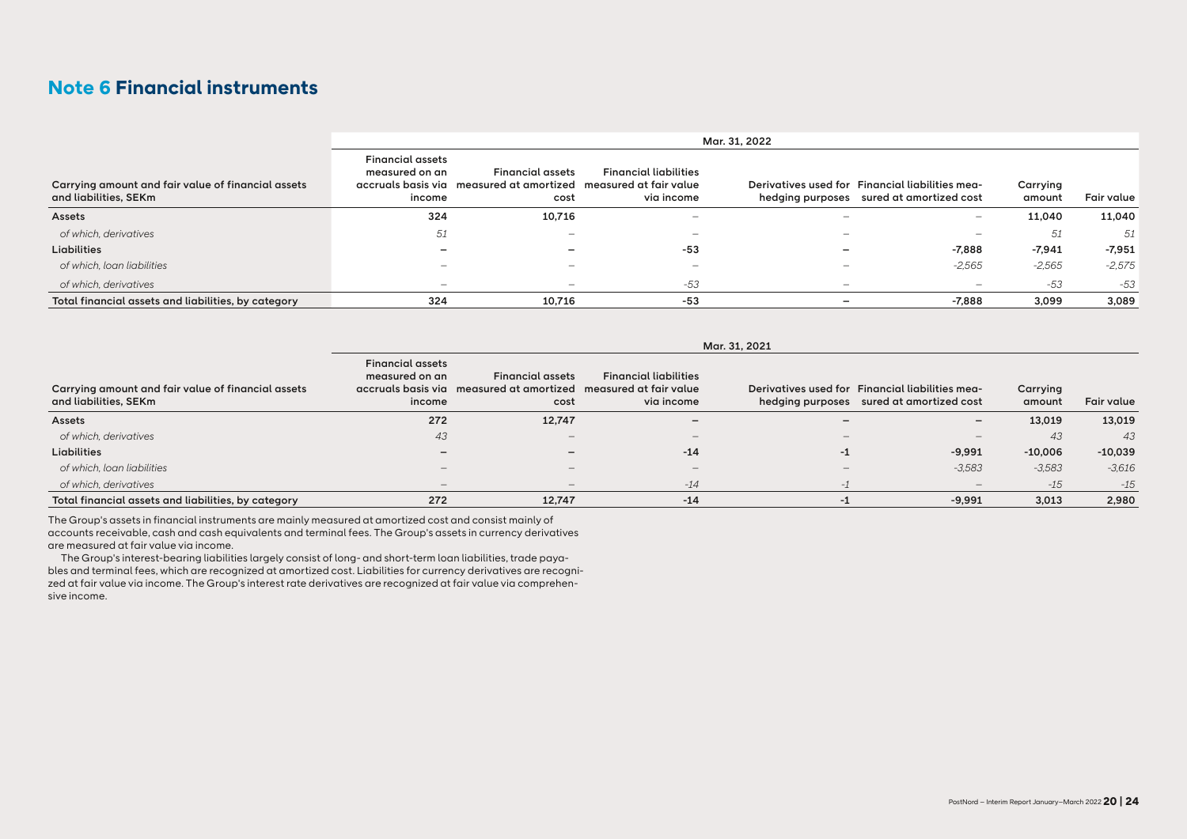## Note 6 Financial instruments

| Carrying amount and fair value of financial assets and liabilities, SEKm | Mar. 31, 2022 | | | | | | |
|---|---|---|---|---|---|---|---|
| | Financial assets measured on an accruals basis via income | Financial assets measured at amortized cost | Financial liabilities measured at fair value via income | Derivatives used for hedging purposes | Financial liabilities measured at amortized cost | Carrying amount | Fair value |
| **Assets** | **324** | **10,716** | – | – | – | **11,040** | **11,040** |
| *of which, derivatives* | *51* | – | – | – | – | *51* | *51* |
| **Liabilities** | **–** | **–** | **-53** | **–** | **-7,888** | **-7,941** | **-7,951** |
| *of which, loan liabilities* | – | – | – | – | *-2,565* | *-2,565* | *-2,575* |
| *of which, derivatives* | – | – | *-53* | – | – | *-53* | *-53* |
| **Total financial assets and liabilities, by category** | **324** | **10,716** | **-53** | **–** | **-7,888** | **3,099** | **3,089** |

| Carrying amount and fair value of financial assets and liabilities, SEKm | Mar. 31, 2021 | | | | | | |
|---|---|---|---|---|---|---|---|
| | Financial assets measured on an accruals basis via income | Financial assets measured at amortized cost | Financial liabilities measured at fair value via income | Derivatives used for hedging purposes | Financial liabilities measured at amortized cost | Carrying amount | Fair value |
| **Assets** | **272** | **12,747** | **–** | **–** | **–** | **13,019** | **13,019** |
| *of which, derivatives* | *43* | – | – | – | – | *43* | *43* |
| **Liabilities** | **–** | **–** | **-14** | **-1** | **-9,991** | **-10,006** | **-10,039** |
| *of which, loan liabilities* | – | – | – | – | *-3,583* | *-3,583* | *-3,616* |
| *of which, derivatives* | – | – | *-14* | *-1* | – | *-15* | *-15* |
| **Total financial assets and liabilities, by category** | **272** | **12,747** | **-14** | **-1** | **-9,991** | **3,013** | **2,980** |

The Group's assets in financial instruments are mainly measured at amortized cost and consist mainly of accounts receivable, cash and cash equivalents and terminal fees. The Group's assets in currency derivatives are measured at fair value via income.

The Group's interest-bearing liabilities largely consist of long- and short-term loan liabilities, trade payables and terminal fees, which are recognized at amortized cost. Liabilities for currency derivatives are recognized at fair value via income. The Group's interest rate derivatives are recognized at fair value via comprehensive income.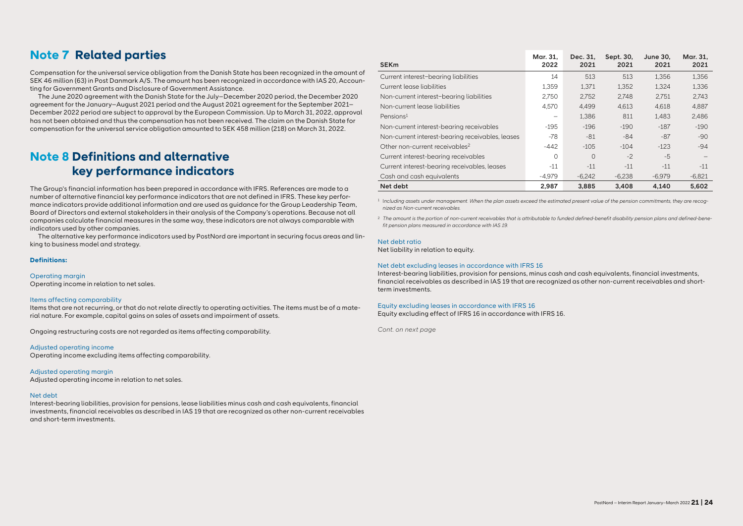## Note 7 Related parties

Compensation for the universal service obligation from the Danish State has been recognized in the amount of SEK 46 million (63) in Post Danmark A/S. The amount has been recognized in accordance with IAS 20, Accounting for Government Grants and Disclosure of Government Assistance.

The June 2020 agreement with the Danish State for the July–December 2020 period, the December 2020 agreement for the January–August 2021 period and the August 2021 agreement for the September 2021–December 2022 period are subject to approval by the European Commission. Up to March 31, 2022, approval has not been obtained and thus the compensation has not been received. The claim on the Danish State for compensation for the universal service obligation amounted to SEK 458 million (218) on March 31, 2022.

## Note 8 Definitions and alternative key performance indicators

The Group's financial information has been prepared in accordance with IFRS. References are made to a number of alternative financial key performance indicators that are not defined in IFRS. These key performance indicators provide additional information and are used as guidance for the Group Leadership Team, Board of Directors and external stakeholders in their analysis of the Company's operations. Because not all companies calculate financial measures in the same way, these indicators are not always comparable with indicators used by other companies.

The alternative key performance indicators used by PostNord are important in securing focus areas and linking to business model and strategy.

**Definitions:**

Operating margin
Operating income in relation to net sales.

Items affecting comparability
Items that are not recurring, or that do not relate directly to operating activities. The items must be of a material nature. For example, capital gains on sales of assets and impairment of assets.

Ongoing restructuring costs are not regarded as items affecting comparability.

Adjusted operating income
Operating income excluding items affecting comparability.

Adjusted operating margin
Adjusted operating income in relation to net sales.

Net debt
Interest-bearing liabilities, provision for pensions, lease liabilities minus cash and cash equivalents, financial investments, financial receivables as described in IAS 19 that are recognized as other non-current receivables and short-term investments.

| SEKm | Mar. 31, 2022 | Dec. 31, 2021 | Sept. 30, 2021 | June 30, 2021 | Mar. 31, 2021 |
|---|---|---|---|---|---|
| Current interest–bearing liabilities | 14 | 513 | 513 | 1,356 | 1,356 |
| Current lease liabilities | 1,359 | 1,371 | 1,352 | 1,324 | 1,336 |
| Non-current interest–bearing liabilities | 2,750 | 2,752 | 2,748 | 2,751 | 2,743 |
| Non-current lease liabilities | 4,570 | 4,499 | 4,613 | 4,618 | 4,887 |
| Pensions[1] | – | 1,386 | 811 | 1,483 | 2,486 |
| Non-current interest-bearing receivables | -195 | -196 | -190 | -187 | -190 |
| Non-current interest-bearing receivables, leases | -78 | -81 | -84 | -87 | -90 |
| Other non-current receivables[2] | -442 | -105 | -104 | -123 | -94 |
| Current interest-bearing receivables | 0 | 0 | -2 | -5 | – |
| Current interest-bearing receivables, leases | -11 | -11 | -11 | -11 | -11 |
| Cash and cash equivalents | -4,979 | -6,242 | -6,238 | -6,979 | -6,821 |
| **Net debt** | **2,987** | **3,885** | **3,408** | **4,140** | **5,602** |

[1] *Including assets under management. When the plan assets exceed the estimated present value of the pension commitments, they are recognized as Non-current receivables.*

[2] *The amount is the portion of non-current receivables that is attributable to funded defined-benefit disability pension plans and defined-benefit pension plans measured in accordance with IAS 19.*

Net debt ratio
Net liability in relation to equity.

Net debt excluding leases in accordance with IFRS 16
Interest-bearing liabilities, provision for pensions, minus cash and cash equivalents, financial investments, financial receivables as described in IAS 19 that are recognized as other non-current receivables and short-term investments.

Equity excluding leases in accordance with IFRS 16
Equity excluding effect of IFRS 16 in accordance with IFRS 16.

*Cont. on next page*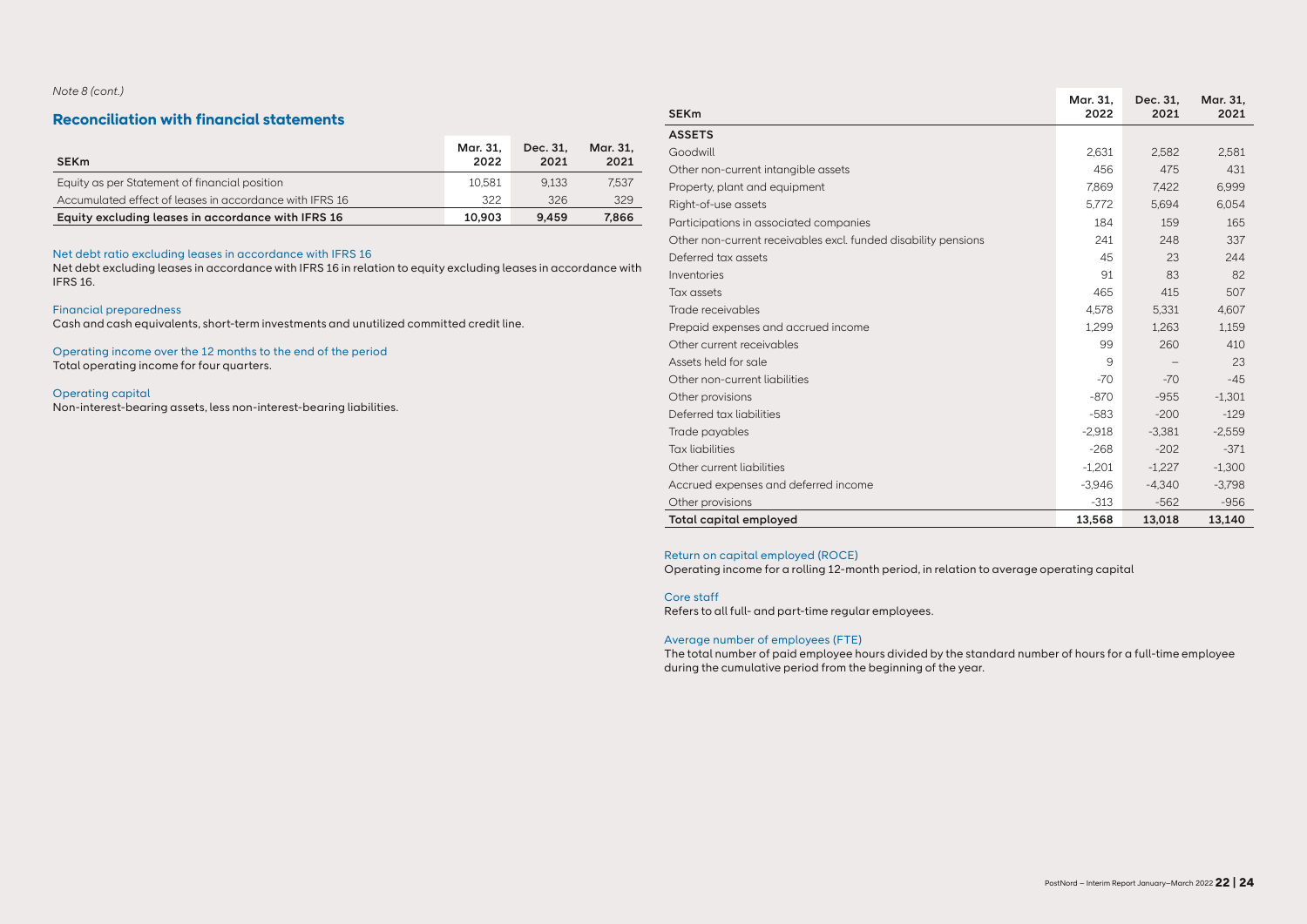*Note 8 (cont.)*

## Reconciliation with financial statements

| SEKm | Mar. 31, 2022 | Dec. 31, 2021 | Mar. 31, 2021 |
|---|---|---|---|
| Equity as per Statement of financial position | 10,581 | 9,133 | 7,537 |
| Accumulated effect of leases in accordance with IFRS 16 | 322 | 326 | 329 |
| **Equity excluding leases in accordance with IFRS 16** | **10,903** | **9,459** | **7,866** |

Net debt ratio excluding leases in accordance with IFRS 16
Net debt excluding leases in accordance with IFRS 16 in relation to equity excluding leases in accordance with IFRS 16.

Financial preparedness
Cash and cash equivalents, short-term investments and unutilized committed credit line.

Operating income over the 12 months to the end of the period
Total operating income for four quarters.

Operating capital
Non-interest-bearing assets, less non-interest-bearing liabilities.

| SEKm | Mar. 31, 2022 | Dec. 31, 2021 | Mar. 31, 2021 |
|---|---|---|---|
| **ASSETS** | | | |
| Goodwill | 2,631 | 2,582 | 2,581 |
| Other non-current intangible assets | 456 | 475 | 431 |
| Property, plant and equipment | 7,869 | 7,422 | 6,999 |
| Right-of-use assets | 5,772 | 5,694 | 6,054 |
| Participations in associated companies | 184 | 159 | 165 |
| Other non-current receivables excl. funded disability pensions | 241 | 248 | 337 |
| Deferred tax assets | 45 | 23 | 244 |
| Inventories | 91 | 83 | 82 |
| Tax assets | 465 | 415 | 507 |
| Trade receivables | 4,578 | 5,331 | 4,607 |
| Prepaid expenses and accrued income | 1,299 | 1,263 | 1,159 |
| Other current receivables | 99 | 260 | 410 |
| Assets held for sale | 9 | – | 23 |
| Other non-current liabilities | -70 | -70 | -45 |
| Other provisions | -870 | -955 | -1,301 |
| Deferred tax liabilities | -583 | -200 | -129 |
| Trade payables | -2,918 | -3,381 | -2,559 |
| Tax liabilities | -268 | -202 | -371 |
| Other current liabilities | -1,201 | -1,227 | -1,300 |
| Accrued expenses and deferred income | -3,946 | -4,340 | -3,798 |
| Other provisions | -313 | -562 | -956 |
| **Total capital employed** | **13,568** | **13,018** | **13,140** |

Return on capital employed (ROCE)
Operating income for a rolling 12-month period, in relation to average operating capital

Core staff
Refers to all full- and part-time regular employees.

Average number of employees (FTE)
The total number of paid employee hours divided by the standard number of hours for a full-time employee during the cumulative period from the beginning of the year.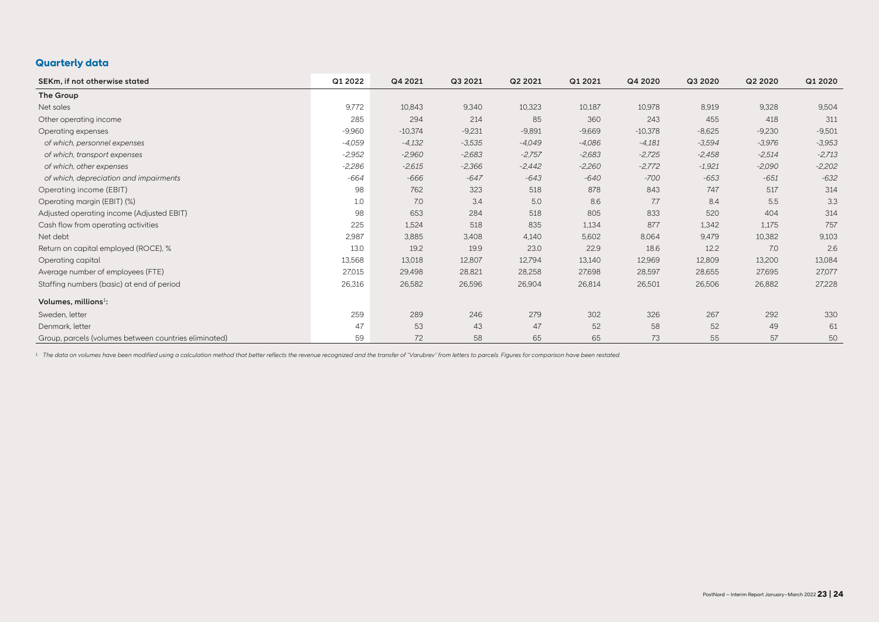## Quarterly data

| SEKm, if not otherwise stated | Q1 2022 | Q4 2021 | Q3 2021 | Q2 2021 | Q1 2021 | Q4 2020 | Q3 2020 | Q2 2020 | Q1 2020 |
|---|---|---|---|---|---|---|---|---|---|
| **The Group** | | | | | | | | | |
| Net sales | 9,772 | 10,843 | 9,340 | 10,323 | 10,187 | 10,978 | 8,919 | 9,328 | 9,504 |
| Other operating income | 285 | 294 | 214 | 85 | 360 | 243 | 455 | 418 | 311 |
| Operating expenses | -9,960 | -10,374 | -9,231 | -9,891 | -9,669 | -10,378 | -8,625 | -9,230 | -9,501 |
| *of which, personnel expenses* | *-4,059* | *-4,132* | *-3,535* | *-4,049* | *-4,086* | *-4,181* | *-3,594* | *-3,976* | *-3,953* |
| *of which, transport expenses* | *-2,952* | *-2,960* | *-2,683* | *-2,757* | *-2,683* | *-2,725* | *-2,458* | *-2,514* | *-2,713* |
| *of which, other expenses* | *-2,286* | *-2,615* | *-2,366* | *-2,442* | *-2,260* | *-2,772* | *-1,921* | *-2,090* | *-2,202* |
| *of which, depreciation and impairments* | *-664* | *-666* | *-647* | *-643* | *-640* | *-700* | *-653* | *-651* | *-632* |
| Operating income (EBIT) | 98 | 762 | 323 | 518 | 878 | 843 | 747 | 517 | 314 |
| Operating margin (EBIT) (%) | 1.0 | 7.0 | 3.4 | 5.0 | 8.6 | 7.7 | 8.4 | 5.5 | 3.3 |
| Adjusted operating income (Adjusted EBIT) | 98 | 653 | 284 | 518 | 805 | 833 | 520 | 404 | 314 |
| Cash flow from operating activities | 225 | 1,524 | 518 | 835 | 1,134 | 877 | 1,342 | 1,175 | 757 |
| Net debt | 2,987 | 3,885 | 3,408 | 4,140 | 5,602 | 8,064 | 9,479 | 10,382 | 9,103 |
| Return on capital employed (ROCE), % | 13.0 | 19.2 | 19.9 | 23.0 | 22.9 | 18.6 | 12.2 | 7.0 | 2.6 |
| Operating capital | 13,568 | 13,018 | 12,807 | 12,794 | 13,140 | 12,969 | 12,809 | 13,200 | 13,084 |
| Average number of employees (FTE) | 27,015 | 29,498 | 28,821 | 28,258 | 27,698 | 28,597 | 28,655 | 27,695 | 27,077 |
| Staffing numbers (basic) at end of period | 26,316 | 26,582 | 26,596 | 26,904 | 26,814 | 26,501 | 26,506 | 26,882 | 27,228 |
| **Volumes, millions[1]:** | | | | | | | | | |
| Sweden, letter | 259 | 289 | 246 | 279 | 302 | 326 | 267 | 292 | 330 |
| Denmark, letter | 47 | 53 | 43 | 47 | 52 | 58 | 52 | 49 | 61 |
| Group, parcels (volumes between countries eliminated) | 59 | 72 | 58 | 65 | 65 | 73 | 55 | 57 | 50 |

[1] *The data on volumes have been modified using a calculation method that better reflects the revenue recognized and the transfer of "Varubrev" from letters to parcels. Figures for comparison have been restated.*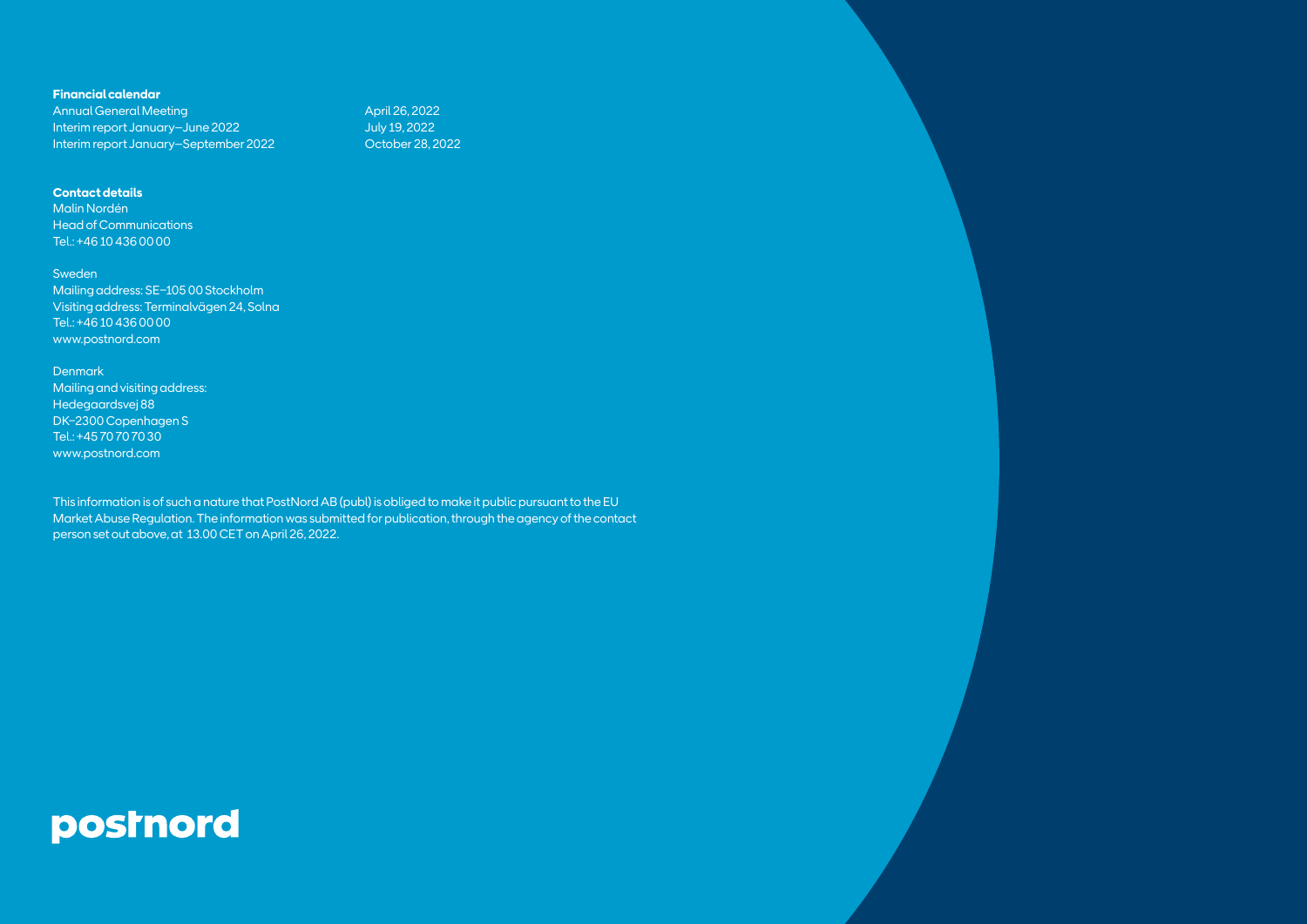**Financial calendar**

| | |
|---|---|
| Annual General Meeting | April 26, 2022 |
| Interim report January–June 2022 | July 19, 2022 |
| Interim report January–September 2022 | October 28, 2022 |

**Contact details**

Malin Nordén
Head of Communications
Tel.: +46 10 436 00 00

Sweden
Mailing address: SE–105 00 Stockholm
Visiting address: Terminalvägen 24, Solna
Tel.: +46 10 436 00 00
www.postnord.com

Denmark
Mailing and visiting address:
Hedegaardsvej 88
DK–2300 Copenhagen S
Tel.: +45 70 70 70 30
www.postnord.com

This information is of such a nature that PostNord AB (publ) is obliged to make it public pursuant to the EU Market Abuse Regulation. The information was submitted for publication, through the agency of the contact person set out above, at 13.00 CET on April 26, 2022.

postnord